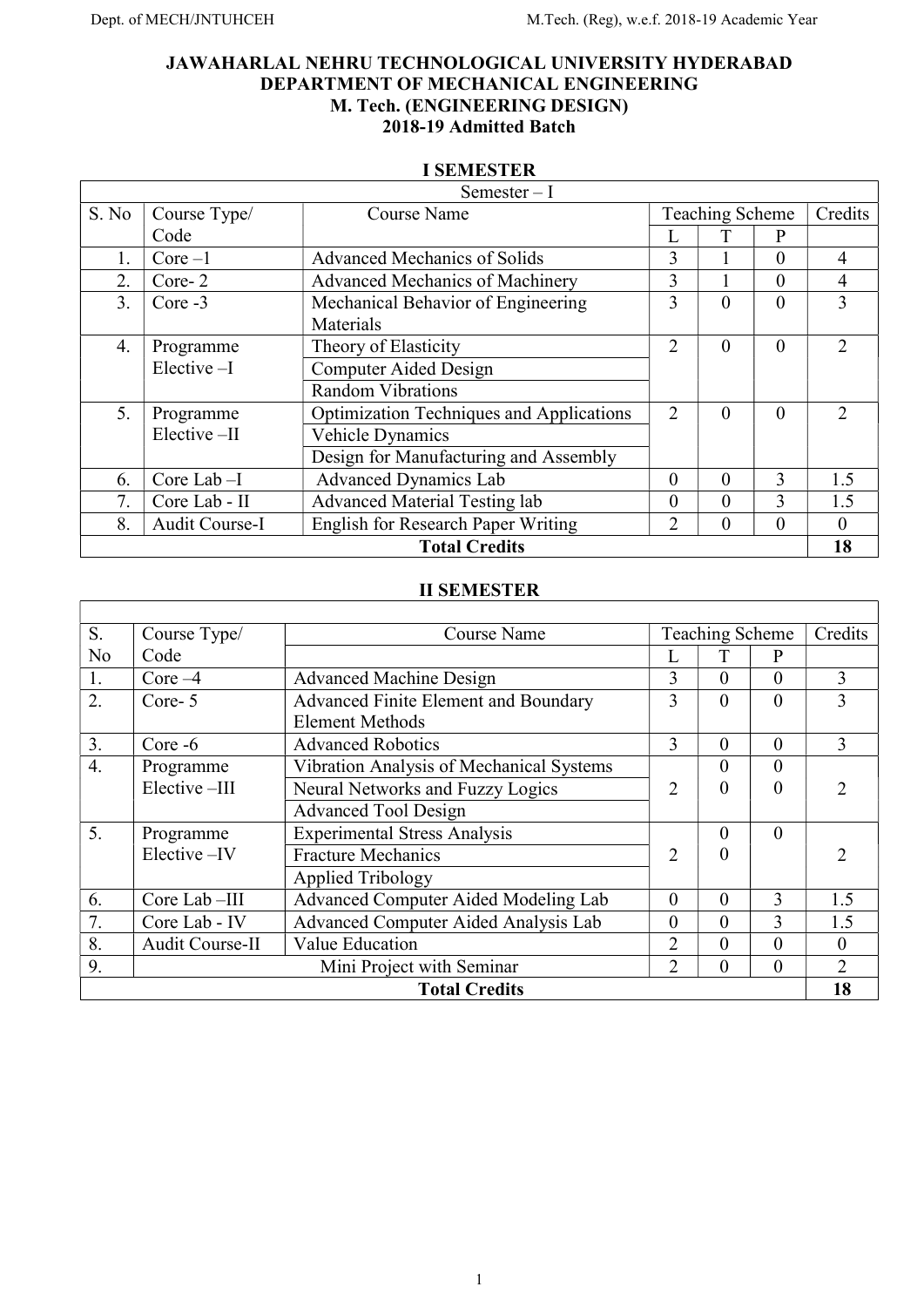# JAWAHARLAL NEHRU TECHNOLOGICAL UNIVERSITY HYDERABAD
## DEPARTMENT OF MECHANICAL ENGINEERING
## M. Tech. (ENGINEERING DESIGN)
## 2018-19 Admitted Batch

### I SEMESTER

| Semester – I | | | | | | |
|---|---|---|---|---|---|---|
| S. No | Course Type/ Code | Course Name | Teaching Scheme | | | Credits |
| | | | L | T | P | |
| 1. | Core –1 | Advanced Mechanics of Solids | 3 | 1 | 0 | 4 |
| 2. | Core- 2 | Advanced Mechanics of Machinery | 3 | 1 | 0 | 4 |
| 3. | Core -3 | Mechanical Behavior of Engineering Materials | 3 | 0 | 0 | 3 |
| 4. | Programme Elective –I | Theory of Elasticity<br>Computer Aided Design<br>Random Vibrations | 2 | 0 | 0 | 2 |
| 5. | Programme Elective –II | Optimization Techniques and Applications<br>Vehicle Dynamics<br>Design for Manufacturing and Assembly | 2 | 0 | 0 | 2 |
| 6. | Core Lab –I | Advanced Dynamics Lab | 0 | 0 | 3 | 1.5 |
| 7. | Core Lab - II | Advanced Material Testing lab | 0 | 0 | 3 | 1.5 |
| 8. | Audit Course-I | English for Research Paper Writing | 2 | 0 | 0 | 0 |
| | | **Total Credits** | | | | **18** |

### II SEMESTER

| S. No | Course Type/ Code | Course Name | Teaching Scheme | | | Credits |
|---|---|---|---|---|---|---|
| | | | L | T | P | |
| 1. | Core –4 | Advanced Machine Design | 3 | 0 | 0 | 3 |
| 2. | Core- 5 | Advanced Finite Element and Boundary Element Methods | 3 | 0 | 0 | 3 |
| 3. | Core -6 | Advanced Robotics | 3 | 0 | 0 | 3 |
| 4. | Programme Elective –III | Vibration Analysis of Mechanical Systems<br>Neural Networks and Fuzzy Logics<br>Advanced Tool Design | 2 | 0<br>0 | 0<br>0 | 2 |
| 5. | Programme Elective –IV | Experimental Stress Analysis<br>Fracture Mechanics<br>Applied Tribology | 2 | 0<br>0 | 0 | 2 |
| 6. | Core Lab –III | Advanced Computer Aided Modeling Lab | 0 | 0 | 3 | 1.5 |
| 7. | Core Lab - IV | Advanced Computer Aided Analysis Lab | 0 | 0 | 3 | 1.5 |
| 8. | Audit Course-II | Value Education | 2 | 0 | 0 | 0 |
| 9. | | Mini Project with Seminar | 2 | 0 | 0 | 2 |
| | | **Total Credits** | | | | **18** |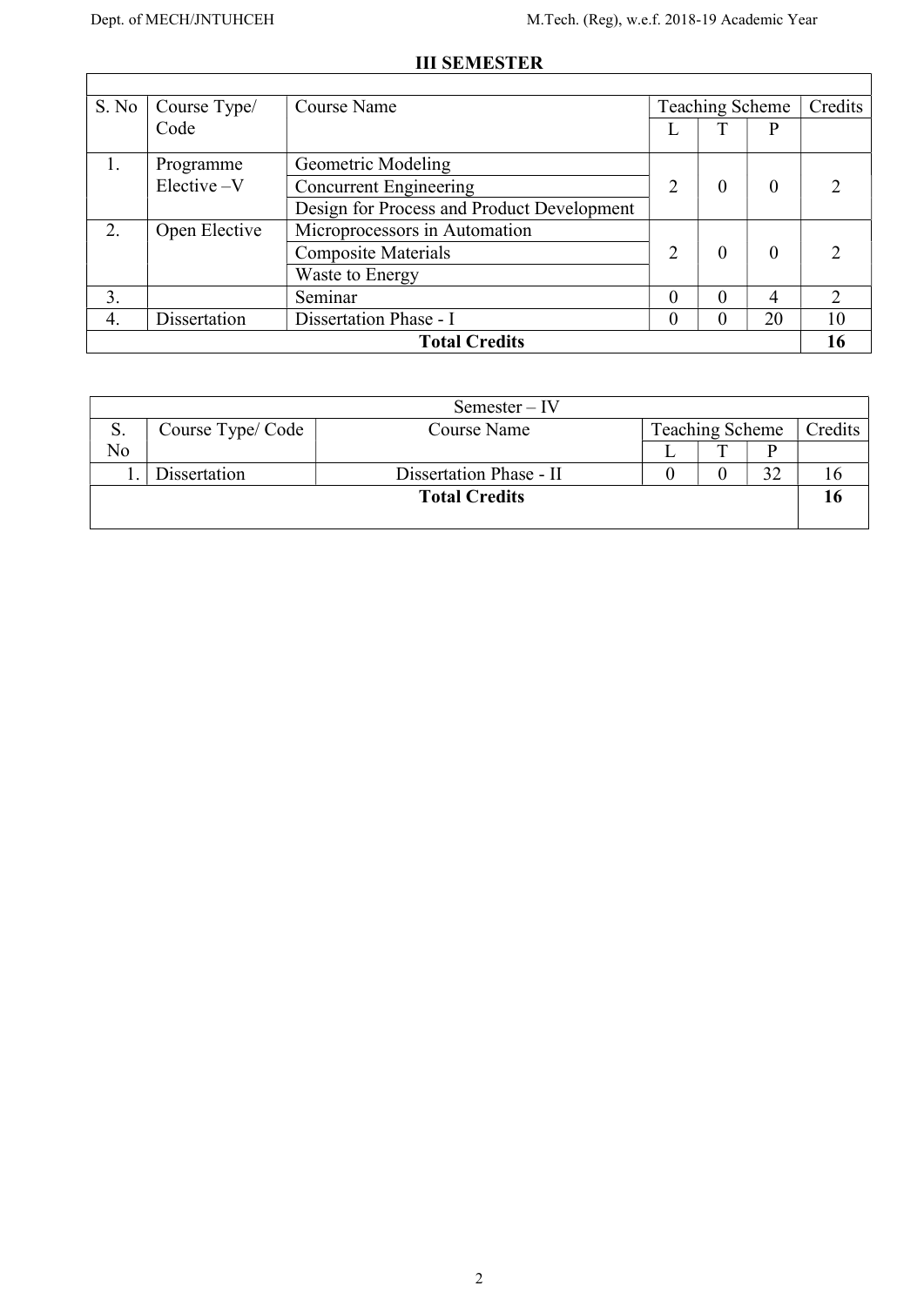## III SEMESTER

| S. No | Course Type/ Code | Course Name | Teaching Scheme | | | Credits |
|---|---|---|---|---|---|---|
| | | | L | T | P | |
| 1. | Programme Elective –V | Geometric Modeling | 2 | 0 | 0 | 2 |
| | | Concurrent Engineering | | | | |
| | | Design for Process and Product Development | | | | |
| 2. | Open Elective | Microprocessors in Automation | 2 | 0 | 0 | 2 |
| | | Composite Materials | | | | |
| | | Waste to Energy | | | | |
| 3. | | Seminar | 0 | 0 | 4 | 2 |
| 4. | Dissertation | Dissertation Phase - I | 0 | 0 | 20 | 10 |
| **Total Credits** | | | | | | **16** |

## Semester – IV

| S. No | Course Type/ Code | Course Name | Teaching Scheme | | | Credits |
|---|---|---|---|---|---|---|
| | | | L | T | P | |
| 1. | Dissertation | Dissertation Phase - II | 0 | 0 | 32 | 16 |
| **Total Credits** | | | | | | **16** |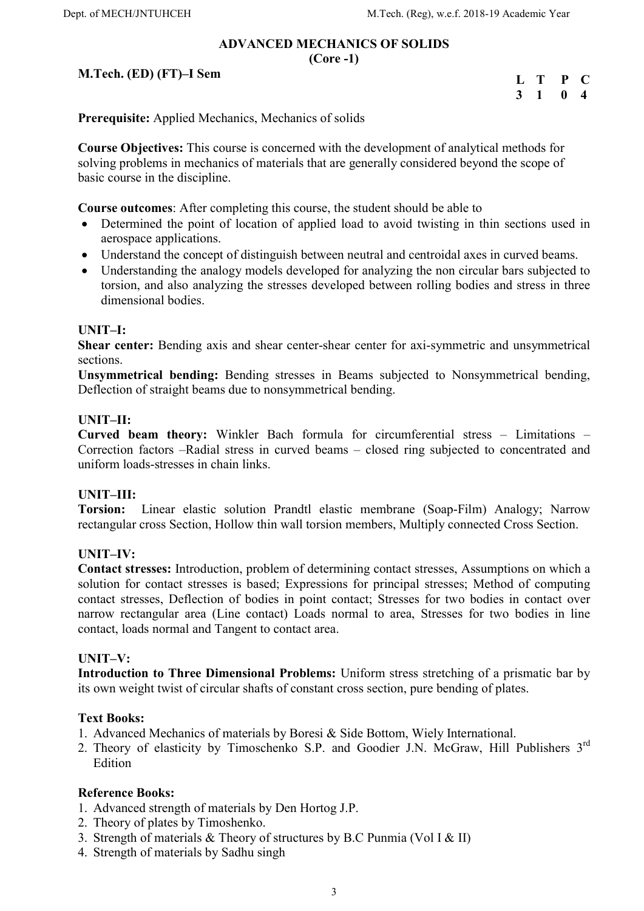## ADVANCED MECHANICS OF SOLIDS
**(Core -1)**

**M.Tech. (ED) (FT)–I Sem**

| L | T | P | C |
|---|---|---|---|
| 3 | 1 | 0 | 4 |

**Prerequisite:** Applied Mechanics, Mechanics of solids

**Course Objectives:** This course is concerned with the development of analytical methods for solving problems in mechanics of materials that are generally considered beyond the scope of basic course in the discipline.

**Course outcomes**: After completing this course, the student should be able to

- Determined the point of location of applied load to avoid twisting in thin sections used in aerospace applications.
- Understand the concept of distinguish between neutral and centroidal axes in curved beams.
- Understanding the analogy models developed for analyzing the non circular bars subjected to torsion, and also analyzing the stresses developed between rolling bodies and stress in three dimensional bodies.

### UNIT–I:

**Shear center:** Bending axis and shear center-shear center for axi-symmetric and unsymmetrical sections.

**Unsymmetrical bending:** Bending stresses in Beams subjected to Nonsymmetrical bending, Deflection of straight beams due to nonsymmetrical bending.

### UNIT–II:

**Curved beam theory:** Winkler Bach formula for circumferential stress – Limitations – Correction factors –Radial stress in curved beams – closed ring subjected to concentrated and uniform loads-stresses in chain links.

### UNIT–III:

**Torsion:** Linear elastic solution Prandtl elastic membrane (Soap-Film) Analogy; Narrow rectangular cross Section, Hollow thin wall torsion members, Multiply connected Cross Section.

### UNIT–IV:

**Contact stresses:** Introduction, problem of determining contact stresses, Assumptions on which a solution for contact stresses is based; Expressions for principal stresses; Method of computing contact stresses, Deflection of bodies in point contact; Stresses for two bodies in contact over narrow rectangular area (Line contact) Loads normal to area, Stresses for two bodies in line contact, loads normal and Tangent to contact area.

### UNIT–V:

**Introduction to Three Dimensional Problems:** Uniform stress stretching of a prismatic bar by its own weight twist of circular shafts of constant cross section, pure bending of plates.

### Text Books:

1. Advanced Mechanics of materials by Boresi & Side Bottom, Wiely International.
2. Theory of elasticity by Timoschenko S.P. and Goodier J.N. McGraw, Hill Publishers 3rd Edition

### Reference Books:

1. Advanced strength of materials by Den Hortog J.P.
2. Theory of plates by Timoshenko.
3. Strength of materials & Theory of structures by B.C Punmia (Vol I & II)
4. Strength of materials by Sadhu singh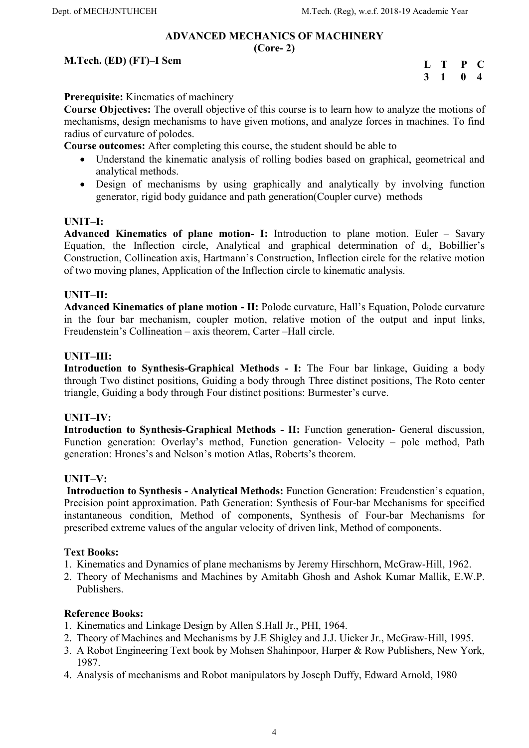## ADVANCED MECHANICS OF MACHINERY
### (Core- 2)

**M.Tech. (ED) (FT)–I Sem**

| L | T | P | C |
|---|---|---|---|
| 3 | 1 | 0 | 4 |

**Prerequisite:** Kinematics of machinery

**Course Objectives:** The overall objective of this course is to learn how to analyze the motions of mechanisms, design mechanisms to have given motions, and analyze forces in machines. To find radius of curvature of polodes.

**Course outcomes:** After completing this course, the student should be able to

- Understand the kinematic analysis of rolling bodies based on graphical, geometrical and analytical methods.
- Design of mechanisms by using graphically and analytically by involving function generator, rigid body guidance and path generation(Coupler curve) methods

**UNIT–I:**

**Advanced Kinematics of plane motion- I:** Introduction to plane motion. Euler – Savary Equation, the Inflection circle, Analytical and graphical determination of $d_i$, Bobillier's Construction, Collineation axis, Hartmann's Construction, Inflection circle for the relative motion of two moving planes, Application of the Inflection circle to kinematic analysis.

**UNIT–II:**

**Advanced Kinematics of plane motion - II:** Polode curvature, Hall's Equation, Polode curvature in the four bar mechanism, coupler motion, relative motion of the output and input links, Freudenstein's Collineation – axis theorem, Carter –Hall circle.

**UNIT–III:**

**Introduction to Synthesis-Graphical Methods - I:** The Four bar linkage, Guiding a body through Two distinct positions, Guiding a body through Three distinct positions, The Roto center triangle, Guiding a body through Four distinct positions: Burmester's curve.

**UNIT–IV:**

**Introduction to Synthesis-Graphical Methods - II:** Function generation- General discussion, Function generation: Overlay's method, Function generation- Velocity – pole method, Path generation: Hrones's and Nelson's motion Atlas, Roberts's theorem.

**UNIT–V:**

**Introduction to Synthesis - Analytical Methods:** Function Generation: Freudenstien's equation, Precision point approximation. Path Generation: Synthesis of Four-bar Mechanisms for specified instantaneous condition, Method of components, Synthesis of Four-bar Mechanisms for prescribed extreme values of the angular velocity of driven link, Method of components.

**Text Books:**

1. Kinematics and Dynamics of plane mechanisms by Jeremy Hirschhorn, McGraw-Hill, 1962.
2. Theory of Mechanisms and Machines by Amitabh Ghosh and Ashok Kumar Mallik, E.W.P. Publishers.

**Reference Books:**

1. Kinematics and Linkage Design by Allen S.Hall Jr., PHI, 1964.
2. Theory of Machines and Mechanisms by J.E Shigley and J.J. Uicker Jr., McGraw-Hill, 1995.
3. A Robot Engineering Text book by Mohsen Shahinpoor, Harper & Row Publishers, New York, 1987.
4. Analysis of mechanisms and Robot manipulators by Joseph Duffy, Edward Arnold, 1980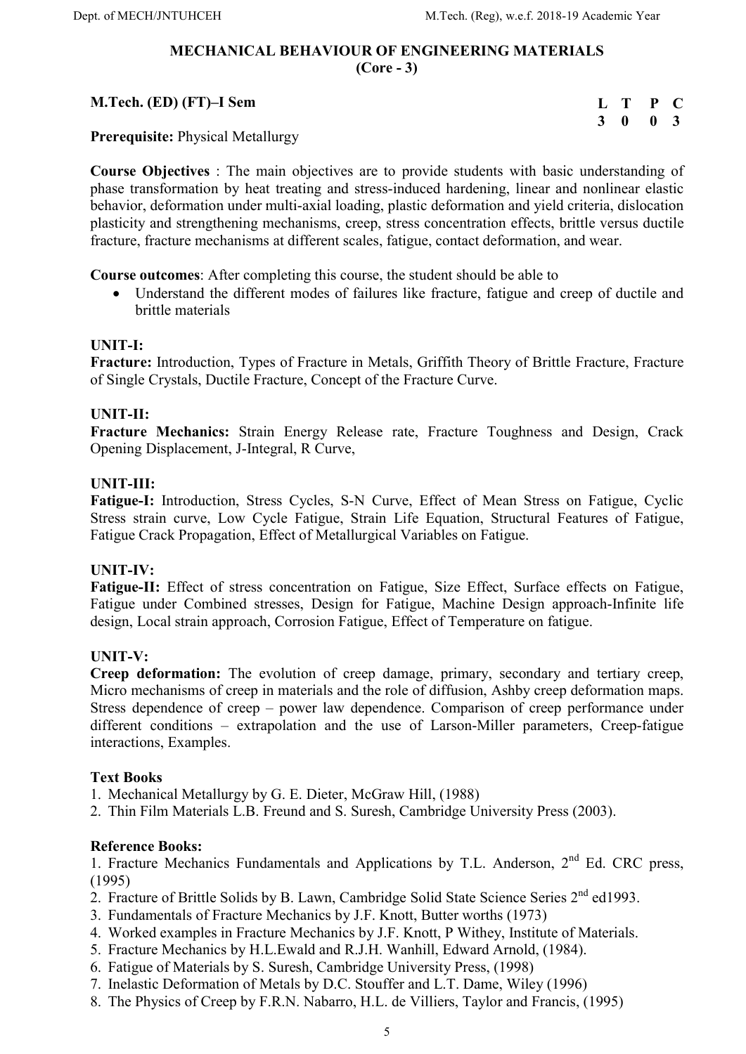## MECHANICAL BEHAVIOUR OF ENGINEERING MATERIALS
### (Core - 3)

**M.Tech. (ED) (FT)–I Sem**

| L | T | P | C |
|---|---|---|---|
| 3 | 0 | 0 | 3 |

**Prerequisite:** Physical Metallurgy

**Course Objectives** : The main objectives are to provide students with basic understanding of phase transformation by heat treating and stress-induced hardening, linear and nonlinear elastic behavior, deformation under multi-axial loading, plastic deformation and yield criteria, dislocation plasticity and strengthening mechanisms, creep, stress concentration effects, brittle versus ductile fracture, fracture mechanisms at different scales, fatigue, contact deformation, and wear.

**Course outcomes**: After completing this course, the student should be able to

- Understand the different modes of failures like fracture, fatigue and creep of ductile and brittle materials

**UNIT-I:**
**Fracture:** Introduction, Types of Fracture in Metals, Griffith Theory of Brittle Fracture, Fracture of Single Crystals, Ductile Fracture, Concept of the Fracture Curve.

**UNIT-II:**
**Fracture Mechanics:** Strain Energy Release rate, Fracture Toughness and Design, Crack Opening Displacement, J-Integral, R Curve,

**UNIT-III:**
**Fatigue-I:** Introduction, Stress Cycles, S-N Curve, Effect of Mean Stress on Fatigue, Cyclic Stress strain curve, Low Cycle Fatigue, Strain Life Equation, Structural Features of Fatigue, Fatigue Crack Propagation, Effect of Metallurgical Variables on Fatigue.

**UNIT-IV:**
**Fatigue-II:** Effect of stress concentration on Fatigue, Size Effect, Surface effects on Fatigue, Fatigue under Combined stresses, Design for Fatigue, Machine Design approach-Infinite life design, Local strain approach, Corrosion Fatigue, Effect of Temperature on fatigue.

**UNIT-V:**
**Creep deformation:** The evolution of creep damage, primary, secondary and tertiary creep, Micro mechanisms of creep in materials and the role of diffusion, Ashby creep deformation maps. Stress dependence of creep – power law dependence. Comparison of creep performance under different conditions – extrapolation and the use of Larson-Miller parameters, Creep-fatigue interactions, Examples.

**Text Books**

1. Mechanical Metallurgy by G. E. Dieter, McGraw Hill, (1988)
2. Thin Film Materials L.B. Freund and S. Suresh, Cambridge University Press (2003).

**Reference Books:**

1. Fracture Mechanics Fundamentals and Applications by T.L. Anderson, 2nd Ed. CRC press, (1995)
2. Fracture of Brittle Solids by B. Lawn, Cambridge Solid State Science Series 2nd ed1993.
3. Fundamentals of Fracture Mechanics by J.F. Knott, Butter worths (1973)
4. Worked examples in Fracture Mechanics by J.F. Knott, P Withey, Institute of Materials.
5. Fracture Mechanics by H.L.Ewald and R.J.H. Wanhill, Edward Arnold, (1984).
6. Fatigue of Materials by S. Suresh, Cambridge University Press, (1998)
7. Inelastic Deformation of Metals by D.C. Stouffer and L.T. Dame, Wiley (1996)
8. The Physics of Creep by F.R.N. Nabarro, H.L. de Villiers, Taylor and Francis, (1995)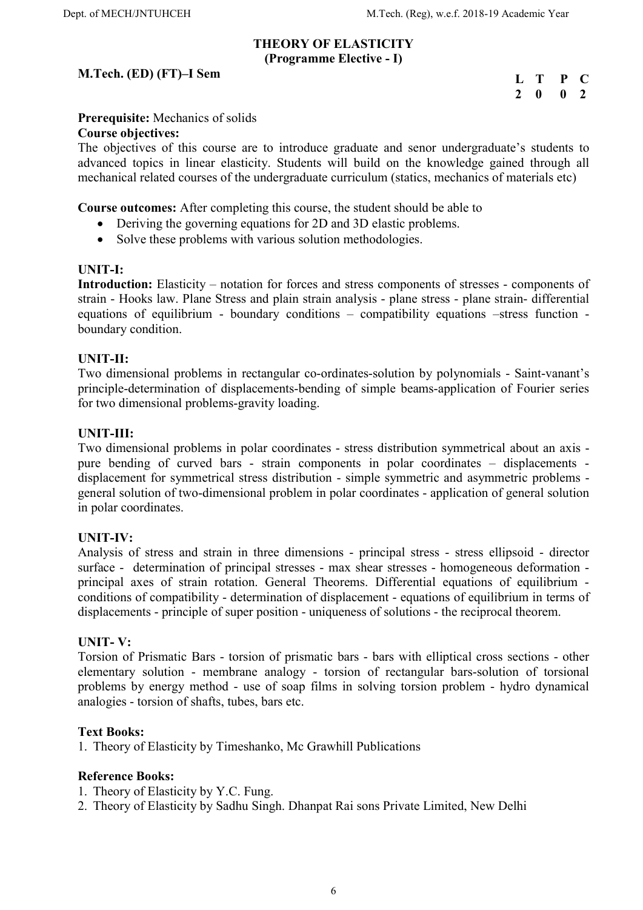## THEORY OF ELASTICITY
### (Programme Elective - I)

**M.Tech. (ED) (FT)–I Sem**

| L | T | P | C |
|---|---|---|---|
| 2 | 0 | 0 | 2 |

**Prerequisite:** Mechanics of solids

**Course objectives:**
The objectives of this course are to introduce graduate and senor undergraduate's students to advanced topics in linear elasticity. Students will build on the knowledge gained through all mechanical related courses of the undergraduate curriculum (statics, mechanics of materials etc)

**Course outcomes:** After completing this course, the student should be able to

- Deriving the governing equations for 2D and 3D elastic problems.
- Solve these problems with various solution methodologies.

**UNIT-I:**
**Introduction:** Elasticity – notation for forces and stress components of stresses - components of strain - Hooks law. Plane Stress and plain strain analysis - plane stress - plane strain- differential equations of equilibrium - boundary conditions – compatibility equations –stress function - boundary condition.

**UNIT-II:**
Two dimensional problems in rectangular co-ordinates-solution by polynomials - Saint-vanant's principle-determination of displacements-bending of simple beams-application of Fourier series for two dimensional problems-gravity loading.

**UNIT-III:**
Two dimensional problems in polar coordinates - stress distribution symmetrical about an axis - pure bending of curved bars - strain components in polar coordinates – displacements - displacement for symmetrical stress distribution - simple symmetric and asymmetric problems - general solution of two-dimensional problem in polar coordinates - application of general solution in polar coordinates.

**UNIT-IV:**
Analysis of stress and strain in three dimensions - principal stress - stress ellipsoid - director surface - determination of principal stresses - max shear stresses - homogeneous deformation - principal axes of strain rotation. General Theorems. Differential equations of equilibrium - conditions of compatibility - determination of displacement - equations of equilibrium in terms of displacements - principle of super position - uniqueness of solutions - the reciprocal theorem.

**UNIT- V:**
Torsion of Prismatic Bars - torsion of prismatic bars - bars with elliptical cross sections - other elementary solution - membrane analogy - torsion of rectangular bars-solution of torsional problems by energy method - use of soap films in solving torsion problem - hydro dynamical analogies - torsion of shafts, tubes, bars etc.

**Text Books:**

1. Theory of Elasticity by Timeshanko, Mc Grawhill Publications

**Reference Books:**

1. Theory of Elasticity by Y.C. Fung.
2. Theory of Elasticity by Sadhu Singh. Dhanpat Rai sons Private Limited, New Delhi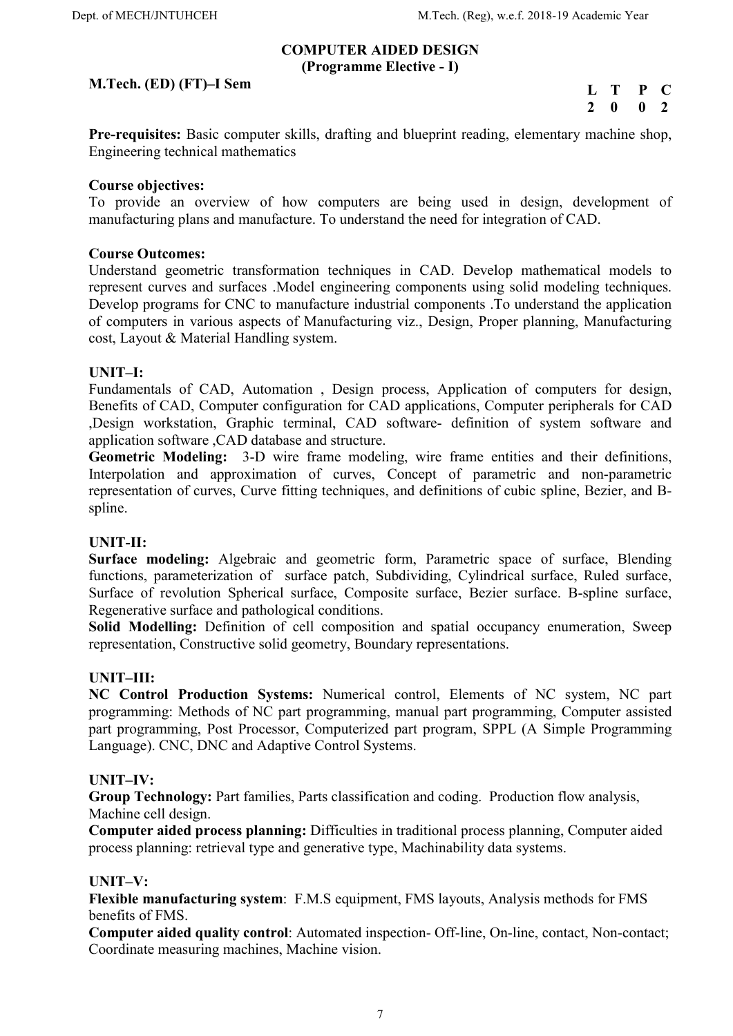## COMPUTER AIDED DESIGN
### (Programme Elective - I)

**M.Tech. (ED) (FT)–I Sem**

| L | T | P | C |
|---|---|---|---|
| 2 | 0 | 0 | 2 |

**Pre-requisites:** Basic computer skills, drafting and blueprint reading, elementary machine shop, Engineering technical mathematics

**Course objectives:**
To provide an overview of how computers are being used in design, development of manufacturing plans and manufacture. To understand the need for integration of CAD.

**Course Outcomes:**
Understand geometric transformation techniques in CAD. Develop mathematical models to represent curves and surfaces .Model engineering components using solid modeling techniques. Develop programs for CNC to manufacture industrial components .To understand the application of computers in various aspects of Manufacturing viz., Design, Proper planning, Manufacturing cost, Layout & Material Handling system.

**UNIT–I:**
Fundamentals of CAD, Automation , Design process, Application of computers for design, Benefits of CAD, Computer configuration for CAD applications, Computer peripherals for CAD ,Design workstation, Graphic terminal, CAD software- definition of system software and application software ,CAD database and structure.
**Geometric Modeling:** 3-D wire frame modeling, wire frame entities and their definitions, Interpolation and approximation of curves, Concept of parametric and non-parametric representation of curves, Curve fitting techniques, and definitions of cubic spline, Bezier, and B-spline.

**UNIT-II:**
**Surface modeling:** Algebraic and geometric form, Parametric space of surface, Blending functions, parameterization of surface patch, Subdividing, Cylindrical surface, Ruled surface, Surface of revolution Spherical surface, Composite surface, Bezier surface. B-spline surface, Regenerative surface and pathological conditions.
**Solid Modelling:** Definition of cell composition and spatial occupancy enumeration, Sweep representation, Constructive solid geometry, Boundary representations.

**UNIT–III:**
**NC Control Production Systems:** Numerical control, Elements of NC system, NC part programming: Methods of NC part programming, manual part programming, Computer assisted part programming, Post Processor, Computerized part program, SPPL (A Simple Programming Language). CNC, DNC and Adaptive Control Systems.

**UNIT–IV:**
**Group Technology:** Part families, Parts classification and coding. Production flow analysis, Machine cell design.
**Computer aided process planning:** Difficulties in traditional process planning, Computer aided process planning: retrieval type and generative type, Machinability data systems.

**UNIT–V:**
**Flexible manufacturing system**: F.M.S equipment, FMS layouts, Analysis methods for FMS benefits of FMS.
**Computer aided quality control**: Automated inspection- Off-line, On-line, contact, Non-contact; Coordinate measuring machines, Machine vision.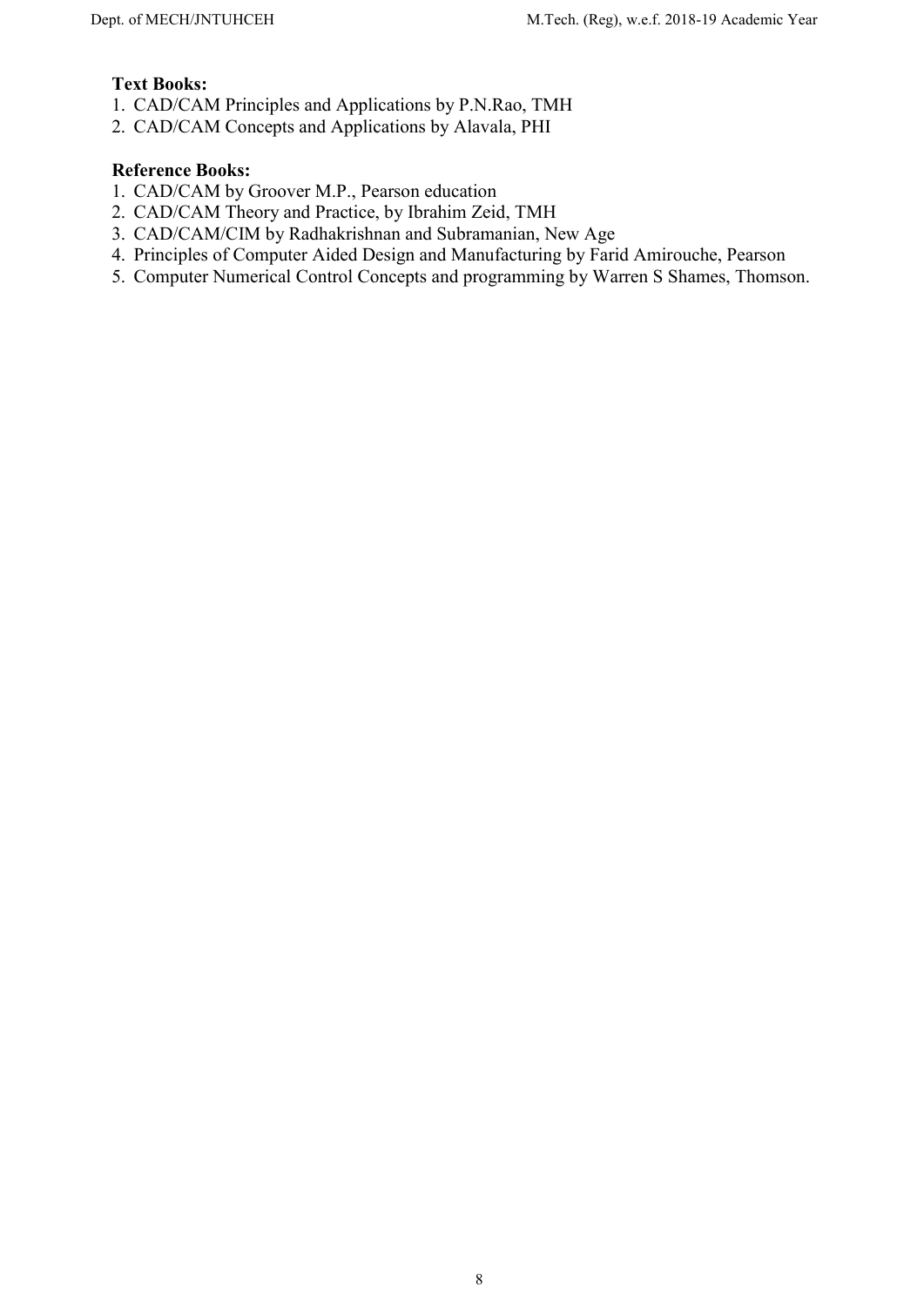**Text Books:**

1. CAD/CAM Principles and Applications by P.N.Rao, TMH
2. CAD/CAM Concepts and Applications by Alavala, PHI

**Reference Books:**

1. CAD/CAM by Groover M.P., Pearson education
2. CAD/CAM Theory and Practice, by Ibrahim Zeid, TMH
3. CAD/CAM/CIM by Radhakrishnan and Subramanian, New Age
4. Principles of Computer Aided Design and Manufacturing by Farid Amirouche, Pearson
5. Computer Numerical Control Concepts and programming by Warren S Shames, Thomson.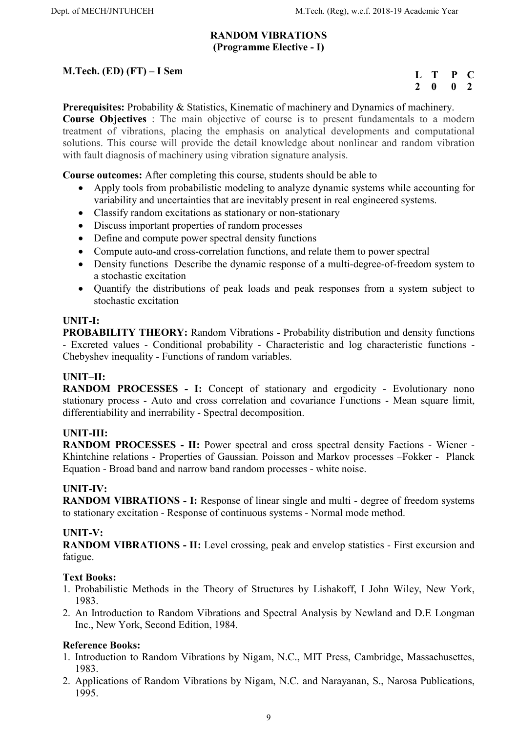# RANDOM VIBRATIONS
## (Programme Elective - I)

**M.Tech. (ED) (FT) – I Sem**

| L | T | P | C |
|---|---|---|---|
| 2 | 0 | 0 | 2 |

**Prerequisites:** Probability & Statistics, Kinematic of machinery and Dynamics of machinery.

**Course Objectives** : The main objective of course is to present fundamentals to a modern treatment of vibrations, placing the emphasis on analytical developments and computational solutions. This course will provide the detail knowledge about nonlinear and random vibration with fault diagnosis of machinery using vibration signature analysis.

**Course outcomes:** After completing this course, students should be able to

- Apply tools from probabilistic modeling to analyze dynamic systems while accounting for variability and uncertainties that are inevitably present in real engineered systems.
- Classify random excitations as stationary or non-stationary
- Discuss important properties of random processes
- Define and compute power spectral density functions
- Compute auto-and cross-correlation functions, and relate them to power spectral
- Density functions Describe the dynamic response of a multi-degree-of-freedom system to a stochastic excitation
- Quantify the distributions of peak loads and peak responses from a system subject to stochastic excitation

**UNIT-I:**

**PROBABILITY THEORY:** Random Vibrations - Probability distribution and density functions - Excreted values - Conditional probability - Characteristic and log characteristic functions - Chebyshev inequality - Functions of random variables.

**UNIT–II:**

**RANDOM PROCESSES - I:** Concept of stationary and ergodicity - Evolutionary nono stationary process - Auto and cross correlation and covariance Functions - Mean square limit, differentiability and inerrability - Spectral decomposition.

**UNIT-III:**

**RANDOM PROCESSES - II:** Power spectral and cross spectral density Factions - Wiener - Khintchine relations - Properties of Gaussian. Poisson and Markov processes –Fokker - Planck Equation - Broad band and narrow band random processes - white noise.

**UNIT-IV:**

**RANDOM VIBRATIONS - I:** Response of linear single and multi - degree of freedom systems to stationary excitation - Response of continuous systems - Normal mode method.

**UNIT-V:**

**RANDOM VIBRATIONS - II:** Level crossing, peak and envelop statistics - First excursion and fatigue.

**Text Books:**

1. Probabilistic Methods in the Theory of Structures by Lishakoff, I John Wiley, New York, 1983.
2. An Introduction to Random Vibrations and Spectral Analysis by Newland and D.E Longman Inc., New York, Second Edition, 1984.

**Reference Books:**

1. Introduction to Random Vibrations by Nigam, N.C., MIT Press, Cambridge, Massachusettes, 1983.
2. Applications of Random Vibrations by Nigam, N.C. and Narayanan, S., Narosa Publications, 1995.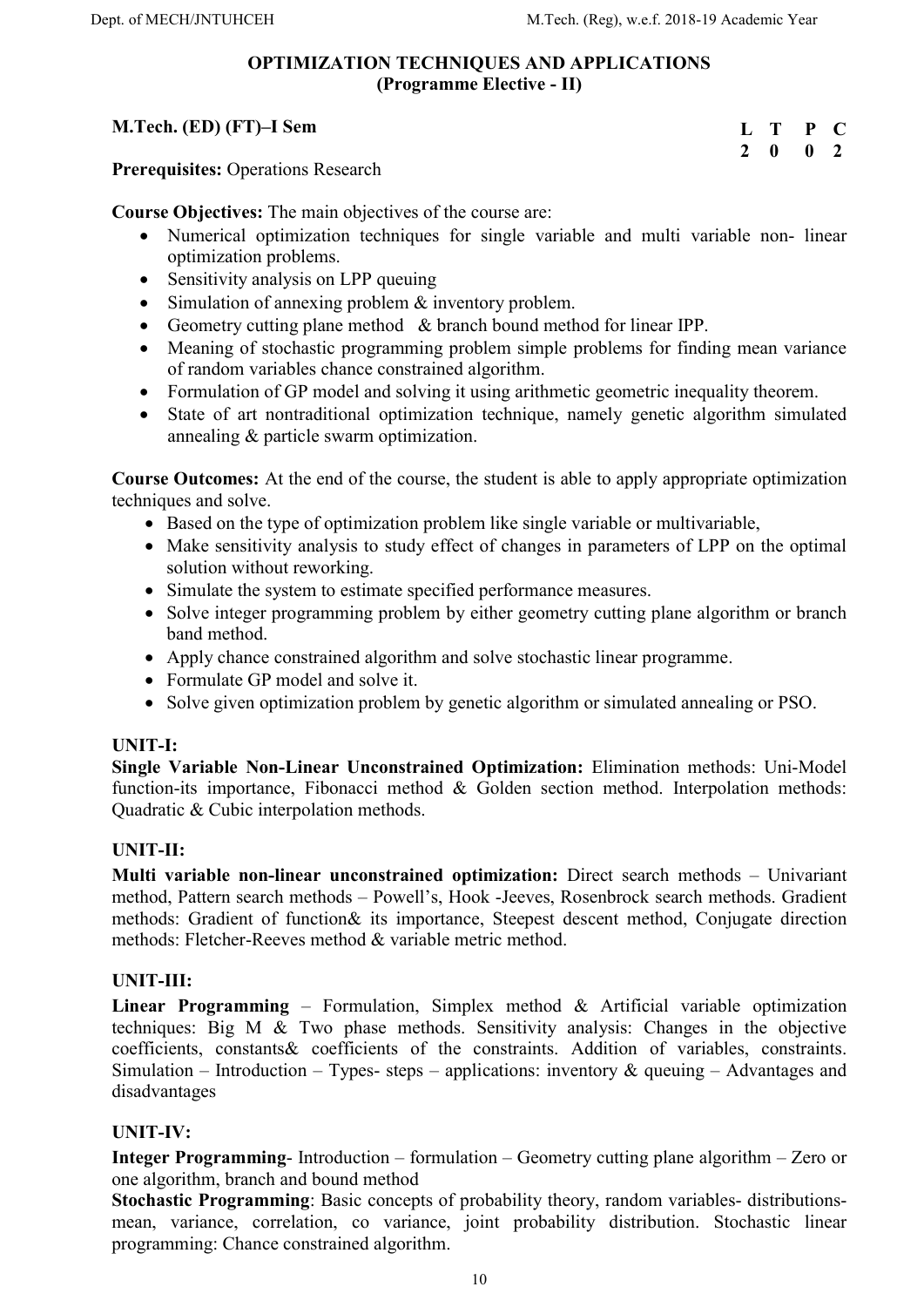## OPTIMIZATION TECHNIQUES AND APPLICATIONS
### (Programme Elective - II)

**M.Tech. (ED) (FT)–I Sem**

| L | T | P | C |
|---|---|---|---|
| 2 | 0 | 0 | 2 |

**Prerequisites:** Operations Research

**Course Objectives:** The main objectives of the course are:

- Numerical optimization techniques for single variable and multi variable non- linear optimization problems.
- Sensitivity analysis on LPP queuing
- Simulation of annexing problem & inventory problem.
- Geometry cutting plane method & branch bound method for linear IPP.
- Meaning of stochastic programming problem simple problems for finding mean variance of random variables chance constrained algorithm.
- Formulation of GP model and solving it using arithmetic geometric inequality theorem.
- State of art nontraditional optimization technique, namely genetic algorithm simulated annealing & particle swarm optimization.

**Course Outcomes:** At the end of the course, the student is able to apply appropriate optimization techniques and solve.

- Based on the type of optimization problem like single variable or multivariable,
- Make sensitivity analysis to study effect of changes in parameters of LPP on the optimal solution without reworking.
- Simulate the system to estimate specified performance measures.
- Solve integer programming problem by either geometry cutting plane algorithm or branch band method.
- Apply chance constrained algorithm and solve stochastic linear programme.
- Formulate GP model and solve it.
- Solve given optimization problem by genetic algorithm or simulated annealing or PSO.

### UNIT-I:

**Single Variable Non-Linear Unconstrained Optimization:** Elimination methods: Uni-Model function-its importance, Fibonacci method & Golden section method. Interpolation methods: Quadratic & Cubic interpolation methods.

### UNIT-II:

**Multi variable non-linear unconstrained optimization:** Direct search methods – Univariant method, Pattern search methods – Powell's, Hook -Jeeves, Rosenbrock search methods. Gradient methods: Gradient of function& its importance, Steepest descent method, Conjugate direction methods: Fletcher-Reeves method & variable metric method.

### UNIT-III:

**Linear Programming** – Formulation, Simplex method & Artificial variable optimization techniques: Big M & Two phase methods. Sensitivity analysis: Changes in the objective coefficients, constants& coefficients of the constraints. Addition of variables, constraints. Simulation – Introduction – Types- steps – applications: inventory & queuing – Advantages and disadvantages

### UNIT-IV:

**Integer Programming**- Introduction – formulation – Geometry cutting plane algorithm – Zero or one algorithm, branch and bound method

**Stochastic Programming**: Basic concepts of probability theory, random variables- distributions-mean, variance, correlation, co variance, joint probability distribution. Stochastic linear programming: Chance constrained algorithm.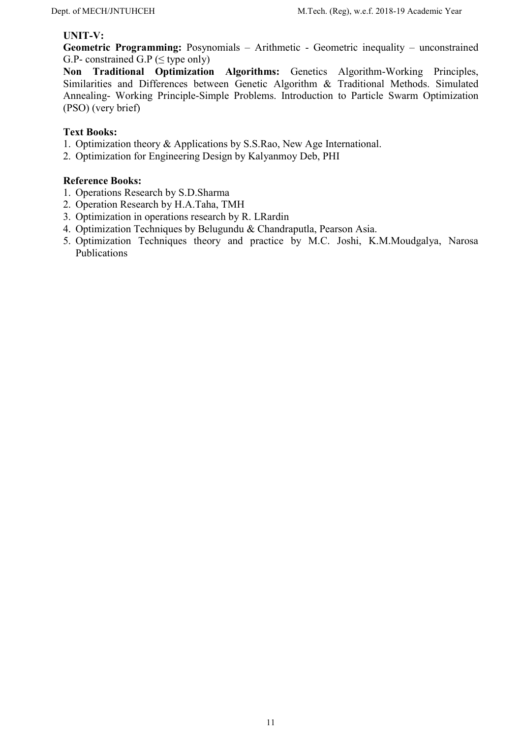**UNIT-V:**

**Geometric Programming:** Posynomials – Arithmetic - Geometric inequality – unconstrained G.P- constrained G.P (≤ type only)

**Non Traditional Optimization Algorithms:** Genetics Algorithm-Working Principles, Similarities and Differences between Genetic Algorithm & Traditional Methods. Simulated Annealing- Working Principle-Simple Problems. Introduction to Particle Swarm Optimization (PSO) (very brief)

**Text Books:**

1. Optimization theory & Applications by S.S.Rao, New Age International.
2. Optimization for Engineering Design by Kalyanmoy Deb, PHI

**Reference Books:**

1. Operations Research by S.D.Sharma
2. Operation Research by H.A.Taha, TMH
3. Optimization in operations research by R. LRardin
4. Optimization Techniques by Belugundu & Chandraputla, Pearson Asia.
5. Optimization Techniques theory and practice by M.C. Joshi, K.M.Moudgalya, Narosa Publications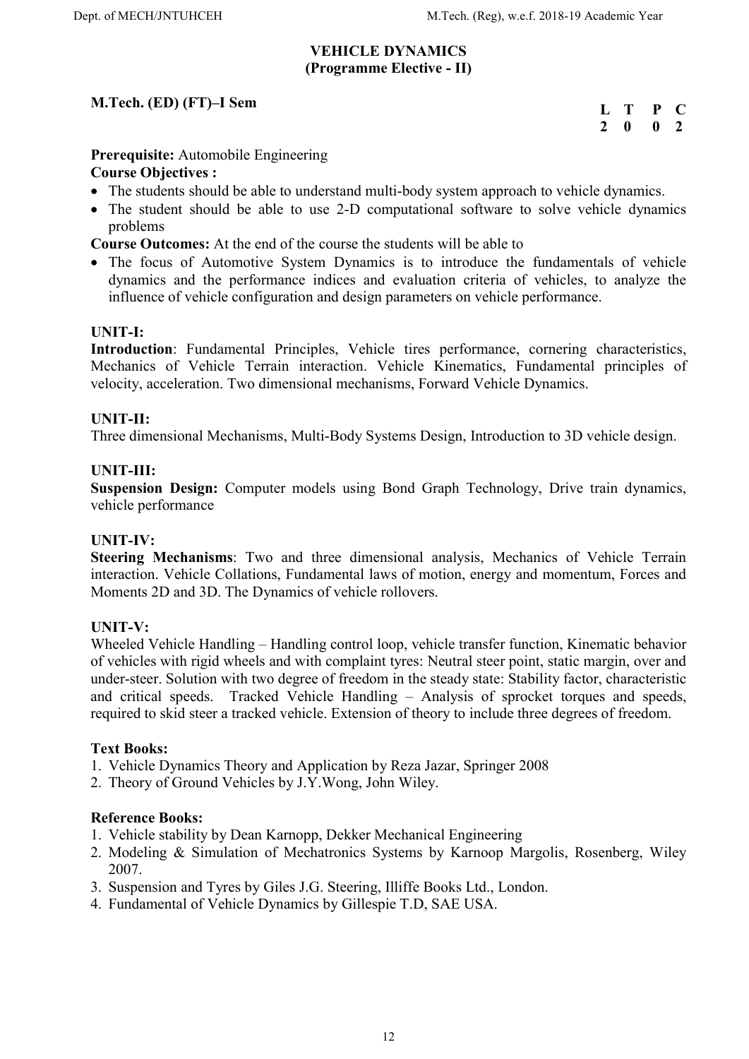# VEHICLE DYNAMICS
## (Programme Elective - II)

**M.Tech. (ED) (FT)–I Sem**

| L | T | P | C |
|---|---|---|---|
| 2 | 0 | 0 | 2 |

**Prerequisite:** Automobile Engineering

**Course Objectives :**

- The students should be able to understand multi-body system approach to vehicle dynamics.
- The student should be able to use 2-D computational software to solve vehicle dynamics problems

**Course Outcomes:** At the end of the course the students will be able to

- The focus of Automotive System Dynamics is to introduce the fundamentals of vehicle dynamics and the performance indices and evaluation criteria of vehicles, to analyze the influence of vehicle configuration and design parameters on vehicle performance.

**UNIT-I:**

**Introduction**: Fundamental Principles, Vehicle tires performance, cornering characteristics, Mechanics of Vehicle Terrain interaction. Vehicle Kinematics, Fundamental principles of velocity, acceleration. Two dimensional mechanisms, Forward Vehicle Dynamics.

**UNIT-II:**

Three dimensional Mechanisms, Multi-Body Systems Design, Introduction to 3D vehicle design.

**UNIT-III:**

**Suspension Design:** Computer models using Bond Graph Technology, Drive train dynamics, vehicle performance

**UNIT-IV:**

**Steering Mechanisms**: Two and three dimensional analysis, Mechanics of Vehicle Terrain interaction. Vehicle Collations, Fundamental laws of motion, energy and momentum, Forces and Moments 2D and 3D. The Dynamics of vehicle rollovers.

**UNIT-V:**

Wheeled Vehicle Handling – Handling control loop, vehicle transfer function, Kinematic behavior of vehicles with rigid wheels and with complaint tyres: Neutral steer point, static margin, over and under-steer. Solution with two degree of freedom in the steady state: Stability factor, characteristic and critical speeds. Tracked Vehicle Handling – Analysis of sprocket torques and speeds, required to skid steer a tracked vehicle. Extension of theory to include three degrees of freedom.

**Text Books:**

1. Vehicle Dynamics Theory and Application by Reza Jazar, Springer 2008
2. Theory of Ground Vehicles by J.Y.Wong, John Wiley.

**Reference Books:**

1. Vehicle stability by Dean Karnopp, Dekker Mechanical Engineering
2. Modeling & Simulation of Mechatronics Systems by Karnoop Margolis, Rosenberg, Wiley 2007.
3. Suspension and Tyres by Giles J.G. Steering, Illiffe Books Ltd., London.
4. Fundamental of Vehicle Dynamics by Gillespie T.D, SAE USA.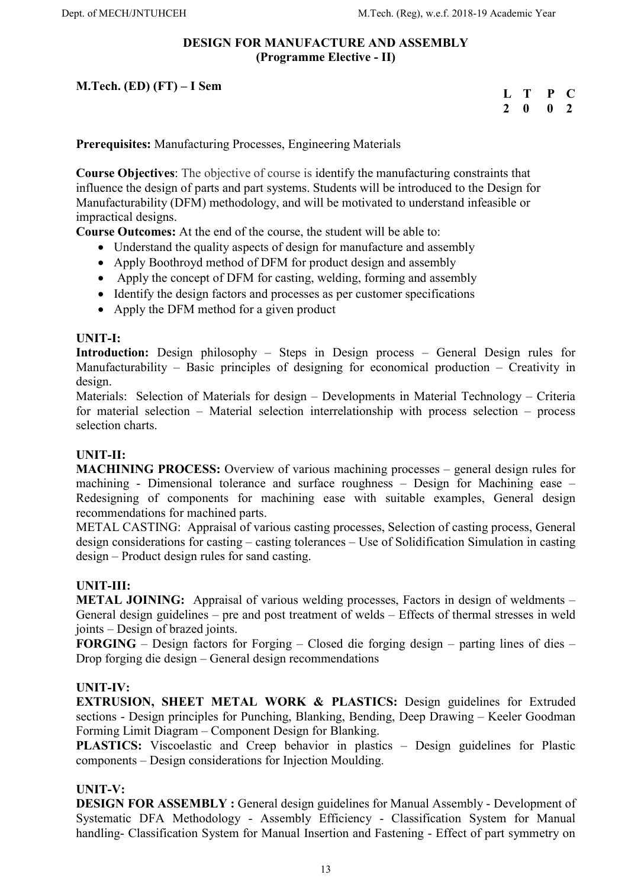# DESIGN FOR MANUFACTURE AND ASSEMBLY
## (Programme Elective - II)

**M.Tech. (ED) (FT) – I Sem**

| L | T | P | C |
|---|---|---|---|
| 2 | 0 | 0 | 2 |

**Prerequisites:** Manufacturing Processes, Engineering Materials

**Course Objectives**: The objective of course is identify the manufacturing constraints that influence the design of parts and part systems. Students will be introduced to the Design for Manufacturability (DFM) methodology, and will be motivated to understand infeasible or impractical designs.

**Course Outcomes:** At the end of the course, the student will be able to:

- Understand the quality aspects of design for manufacture and assembly
- Apply Boothroyd method of DFM for product design and assembly
- Apply the concept of DFM for casting, welding, forming and assembly
- Identify the design factors and processes as per customer specifications
- Apply the DFM method for a given product

### UNIT-I:

**Introduction:** Design philosophy – Steps in Design process – General Design rules for Manufacturability – Basic principles of designing for economical production – Creativity in design.

Materials: Selection of Materials for design – Developments in Material Technology – Criteria for material selection – Material selection interrelationship with process selection – process selection charts.

### UNIT-II:

**MACHINING PROCESS:** Overview of various machining processes – general design rules for machining - Dimensional tolerance and surface roughness – Design for Machining ease – Redesigning of components for machining ease with suitable examples, General design recommendations for machined parts.

METAL CASTING: Appraisal of various casting processes, Selection of casting process, General design considerations for casting – casting tolerances – Use of Solidification Simulation in casting design – Product design rules for sand casting.

### UNIT-III:

**METAL JOINING:** Appraisal of various welding processes, Factors in design of weldments – General design guidelines – pre and post treatment of welds – Effects of thermal stresses in weld joints – Design of brazed joints.

**FORGING** – Design factors for Forging – Closed die forging design – parting lines of dies – Drop forging die design – General design recommendations

### UNIT-IV:

**EXTRUSION, SHEET METAL WORK & PLASTICS:** Design guidelines for Extruded sections - Design principles for Punching, Blanking, Bending, Deep Drawing – Keeler Goodman Forming Limit Diagram – Component Design for Blanking.

**PLASTICS:** Viscoelastic and Creep behavior in plastics – Design guidelines for Plastic components – Design considerations for Injection Moulding.

### UNIT-V:

**DESIGN FOR ASSEMBLY :** General design guidelines for Manual Assembly - Development of Systematic DFA Methodology - Assembly Efficiency - Classification System for Manual handling- Classification System for Manual Insertion and Fastening - Effect of part symmetry on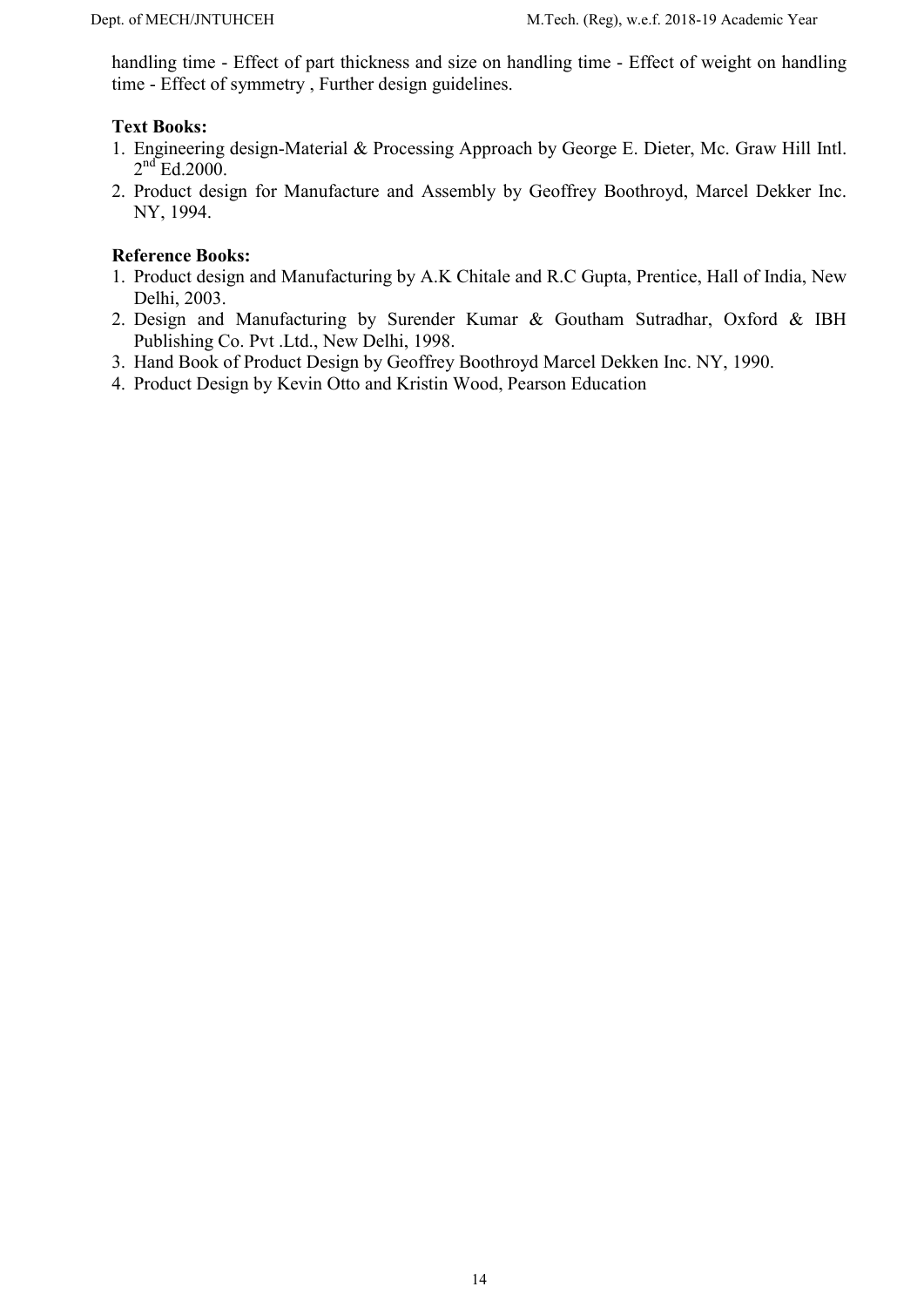handling time - Effect of part thickness and size on handling time - Effect of weight on handling time - Effect of symmetry , Further design guidelines.

**Text Books:**

1. Engineering design-Material & Processing Approach by George E. Dieter, Mc. Graw Hill Intl. 2nd Ed.2000.
2. Product design for Manufacture and Assembly by Geoffrey Boothroyd, Marcel Dekker Inc. NY, 1994.

**Reference Books:**

1. Product design and Manufacturing by A.K Chitale and R.C Gupta, Prentice, Hall of India, New Delhi, 2003.
2. Design and Manufacturing by Surender Kumar & Goutham Sutradhar, Oxford & IBH Publishing Co. Pvt .Ltd., New Delhi, 1998.
3. Hand Book of Product Design by Geoffrey Boothroyd Marcel Dekken Inc. NY, 1990.
4. Product Design by Kevin Otto and Kristin Wood, Pearson Education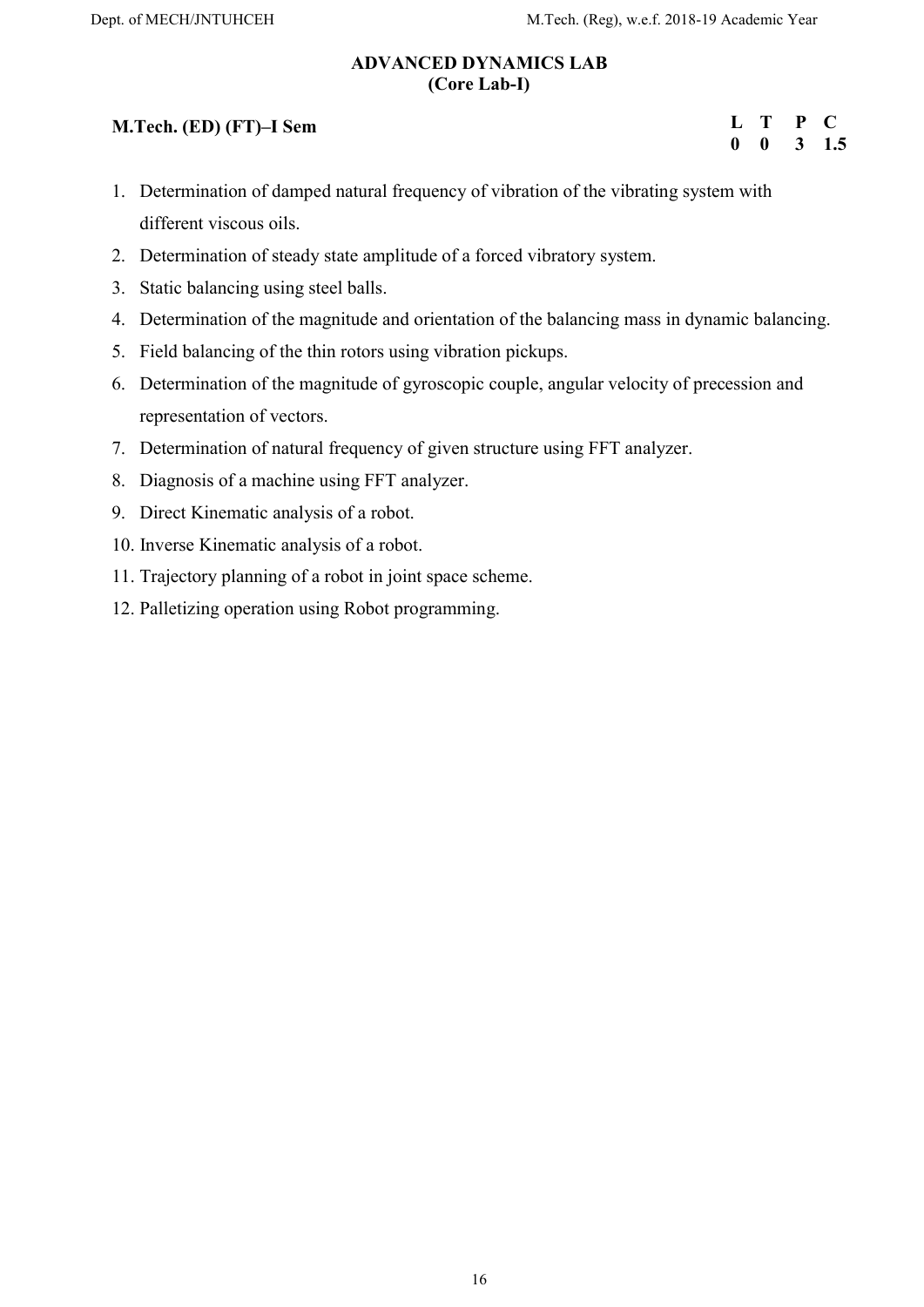## ADVANCED DYNAMICS LAB
### (Core Lab-I)

**M.Tech. (ED) (FT)–I Sem**

| L | T | P | C |
|---|---|---|---|
| 0 | 0 | 3 | 1.5 |

1. Determination of damped natural frequency of vibration of the vibrating system with different viscous oils.
2. Determination of steady state amplitude of a forced vibratory system.
3. Static balancing using steel balls.
4. Determination of the magnitude and orientation of the balancing mass in dynamic balancing.
5. Field balancing of the thin rotors using vibration pickups.
6. Determination of the magnitude of gyroscopic couple, angular velocity of precession and representation of vectors.
7. Determination of natural frequency of given structure using FFT analyzer.
8. Diagnosis of a machine using FFT analyzer.
9. Direct Kinematic analysis of a robot.
10. Inverse Kinematic analysis of a robot.
11. Trajectory planning of a robot in joint space scheme.
12. Palletizing operation using Robot programming.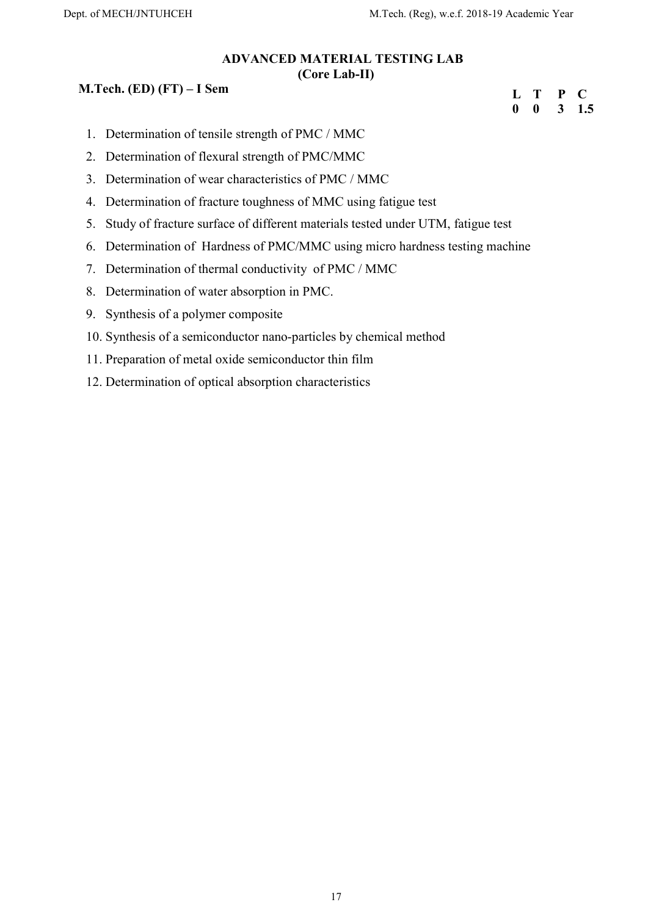## ADVANCED MATERIAL TESTING LAB
### (Core Lab-II)

**M.Tech. (ED) (FT) – I Sem**

| L | T | P | C |
|---|---|---|---|
| 0 | 0 | 3 | 1.5 |

1. Determination of tensile strength of PMC / MMC
2. Determination of flexural strength of PMC/MMC
3. Determination of wear characteristics of PMC / MMC
4. Determination of fracture toughness of MMC using fatigue test
5. Study of fracture surface of different materials tested under UTM, fatigue test
6. Determination of Hardness of PMC/MMC using micro hardness testing machine
7. Determination of thermal conductivity of PMC / MMC
8. Determination of water absorption in PMC.
9. Synthesis of a polymer composite
10. Synthesis of a semiconductor nano-particles by chemical method
11. Preparation of metal oxide semiconductor thin film
12. Determination of optical absorption characteristics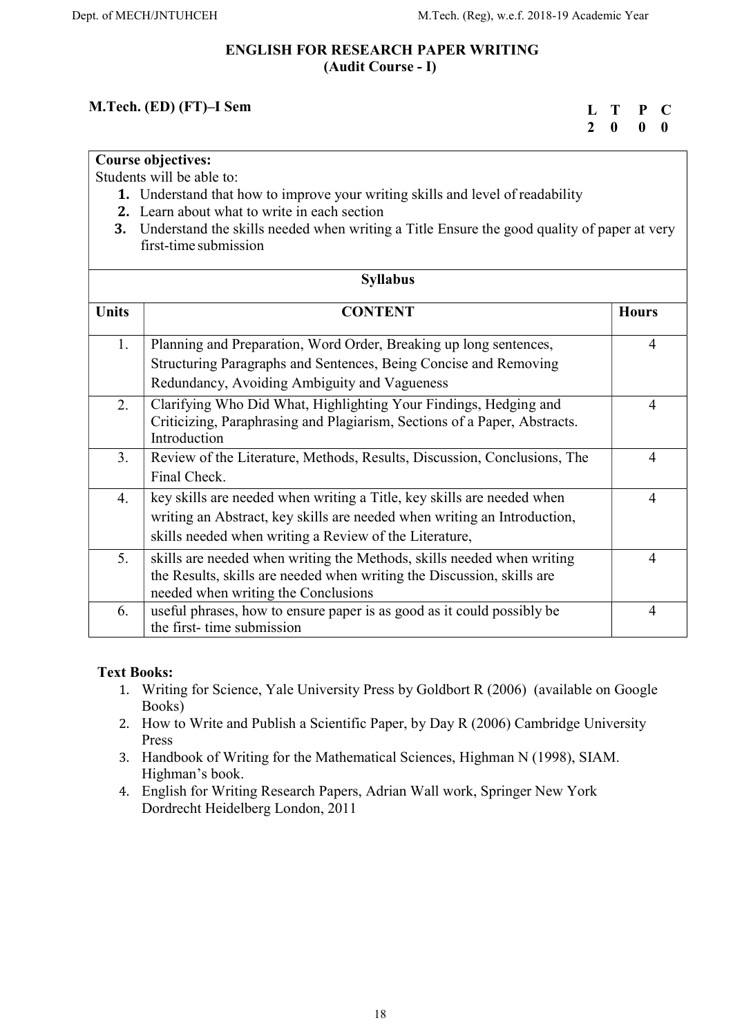# ENGLISH FOR RESEARCH PAPER WRITING
## (Audit Course - I)

**M.Tech. (ED) (FT)–I Sem**

| L | T | P | C |
|---|---|---|---|
| 2 | 0 | 0 | 0 |

**Course objectives:**

Students will be able to:

1. Understand that how to improve your writing skills and level of readability
2. Learn about what to write in each section
3. Understand the skills needed when writing a Title Ensure the good quality of paper at very first-time submission

**Syllabus**

| Units | CONTENT | Hours |
|---|---|---|
| 1. | Planning and Preparation, Word Order, Breaking up long sentences, Structuring Paragraphs and Sentences, Being Concise and Removing Redundancy, Avoiding Ambiguity and Vagueness | 4 |
| 2. | Clarifying Who Did What, Highlighting Your Findings, Hedging and Criticizing, Paraphrasing and Plagiarism, Sections of a Paper, Abstracts. Introduction | 4 |
| 3. | Review of the Literature, Methods, Results, Discussion, Conclusions, The Final Check. | 4 |
| 4. | key skills are needed when writing a Title, key skills are needed when writing an Abstract, key skills are needed when writing an Introduction, skills needed when writing a Review of the Literature, | 4 |
| 5. | skills are needed when writing the Methods, skills needed when writing the Results, skills are needed when writing the Discussion, skills are needed when writing the Conclusions | 4 |
| 6. | useful phrases, how to ensure paper is as good as it could possibly be the first- time submission | 4 |

**Text Books:**

1. Writing for Science, Yale University Press by Goldbort R (2006) (available on Google Books)
2. How to Write and Publish a Scientific Paper, by Day R (2006) Cambridge University Press
3. Handbook of Writing for the Mathematical Sciences, Highman N (1998), SIAM. Highman's book.
4. English for Writing Research Papers, Adrian Wall work, Springer New York Dordrecht Heidelberg London, 2011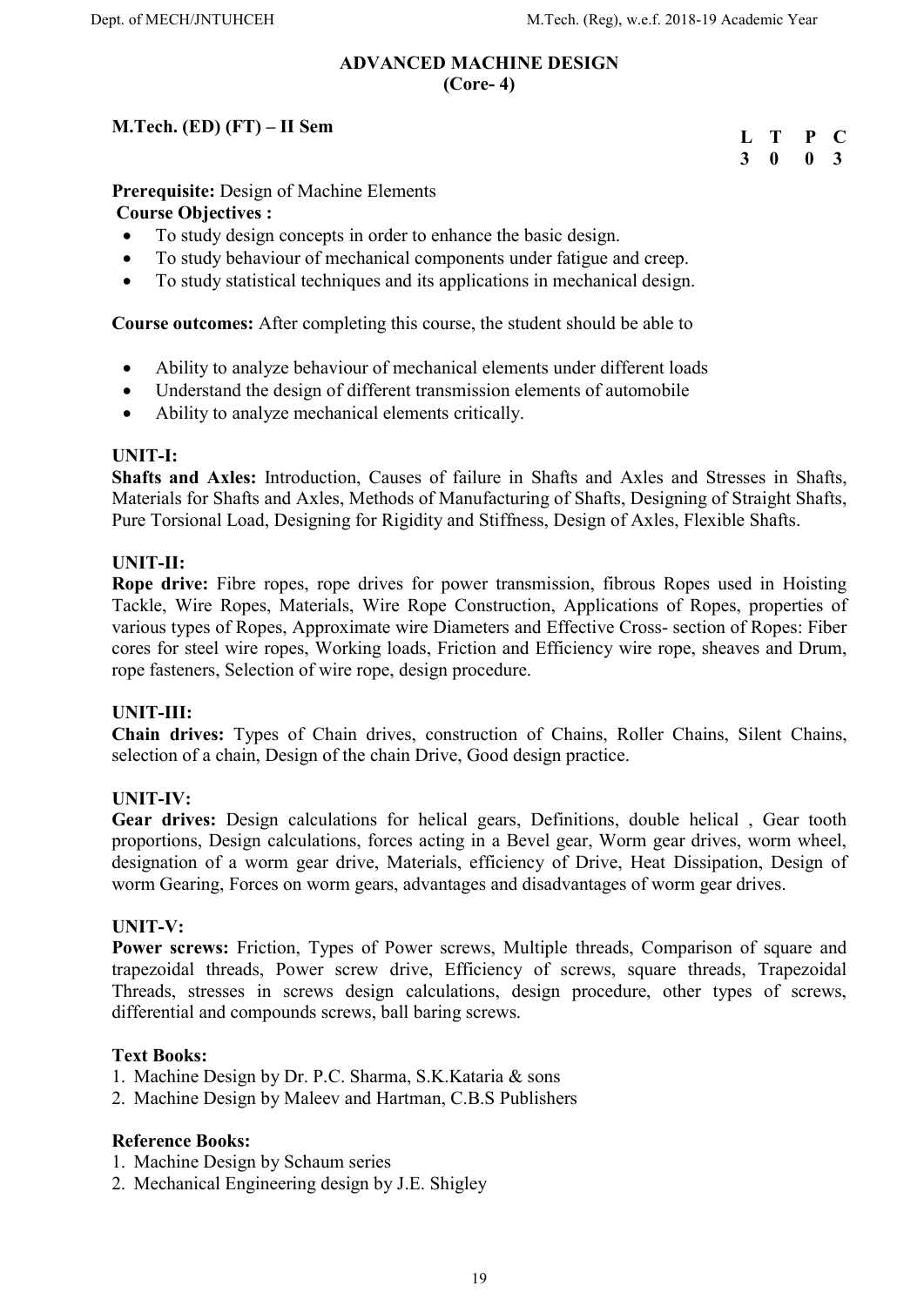# ADVANCED MACHINE DESIGN
## (Core- 4)

**M.Tech. (ED) (FT) – II Sem**

| L | T | P | C |
|---|---|---|---|
| 3 | 0 | 0 | 3 |

**Prerequisite:** Design of Machine Elements

**Course Objectives :**

- To study design concepts in order to enhance the basic design.
- To study behaviour of mechanical components under fatigue and creep.
- To study statistical techniques and its applications in mechanical design.

**Course outcomes:** After completing this course, the student should be able to

- Ability to analyze behaviour of mechanical elements under different loads
- Understand the design of different transmission elements of automobile
- Ability to analyze mechanical elements critically.

**UNIT-I:**

**Shafts and Axles:** Introduction, Causes of failure in Shafts and Axles and Stresses in Shafts, Materials for Shafts and Axles, Methods of Manufacturing of Shafts, Designing of Straight Shafts, Pure Torsional Load, Designing for Rigidity and Stiffness, Design of Axles, Flexible Shafts.

**UNIT-II:**

**Rope drive:** Fibre ropes, rope drives for power transmission, fibrous Ropes used in Hoisting Tackle, Wire Ropes, Materials, Wire Rope Construction, Applications of Ropes, properties of various types of Ropes, Approximate wire Diameters and Effective Cross- section of Ropes: Fiber cores for steel wire ropes, Working loads, Friction and Efficiency wire rope, sheaves and Drum, rope fasteners, Selection of wire rope, design procedure.

**UNIT-III:**

**Chain drives:** Types of Chain drives, construction of Chains, Roller Chains, Silent Chains, selection of a chain, Design of the chain Drive, Good design practice.

**UNIT-IV:**

**Gear drives:** Design calculations for helical gears, Definitions, double helical , Gear tooth proportions, Design calculations, forces acting in a Bevel gear, Worm gear drives, worm wheel, designation of a worm gear drive, Materials, efficiency of Drive, Heat Dissipation, Design of worm Gearing, Forces on worm gears, advantages and disadvantages of worm gear drives.

**UNIT-V:**

**Power screws:** Friction, Types of Power screws, Multiple threads, Comparison of square and trapezoidal threads, Power screw drive, Efficiency of screws, square threads, Trapezoidal Threads, stresses in screws design calculations, design procedure, other types of screws, differential and compounds screws, ball baring screws.

**Text Books:**

1. Machine Design by Dr. P.C. Sharma, S.K.Kataria & sons
2. Machine Design by Maleev and Hartman, C.B.S Publishers

**Reference Books:**

1. Machine Design by Schaum series
2. Mechanical Engineering design by J.E. Shigley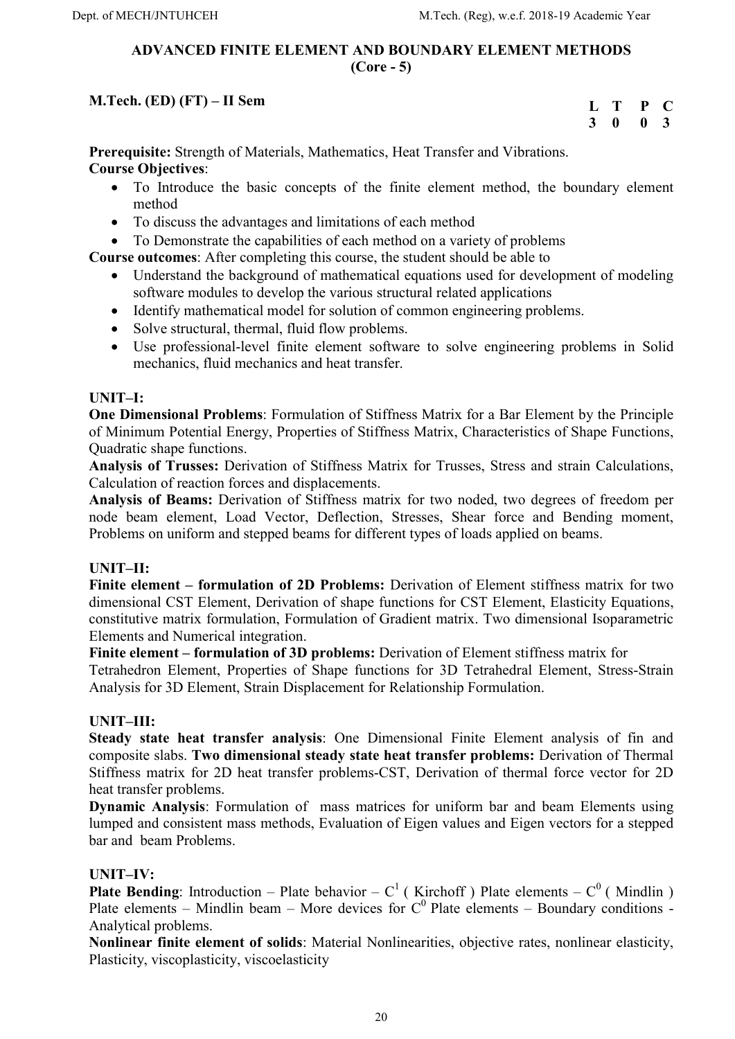## ADVANCED FINITE ELEMENT AND BOUNDARY ELEMENT METHODS
## (Core - 5)

**M.Tech. (ED) (FT) – II Sem**

| L | T | P | C |
|---|---|---|---|
| 3 | 0 | 0 | 3 |

**Prerequisite:** Strength of Materials, Mathematics, Heat Transfer and Vibrations.

**Course Objectives**:

- To Introduce the basic concepts of the finite element method, the boundary element method
- To discuss the advantages and limitations of each method
- To Demonstrate the capabilities of each method on a variety of problems

**Course outcomes**: After completing this course, the student should be able to

- Understand the background of mathematical equations used for development of modeling software modules to develop the various structural related applications
- Identify mathematical model for solution of common engineering problems.
- Solve structural, thermal, fluid flow problems.
- Use professional-level finite element software to solve engineering problems in Solid mechanics, fluid mechanics and heat transfer.

**UNIT–I:**

**One Dimensional Problems**: Formulation of Stiffness Matrix for a Bar Element by the Principle of Minimum Potential Energy, Properties of Stiffness Matrix, Characteristics of Shape Functions, Quadratic shape functions.

**Analysis of Trusses:** Derivation of Stiffness Matrix for Trusses, Stress and strain Calculations, Calculation of reaction forces and displacements.

**Analysis of Beams:** Derivation of Stiffness matrix for two noded, two degrees of freedom per node beam element, Load Vector, Deflection, Stresses, Shear force and Bending moment, Problems on uniform and stepped beams for different types of loads applied on beams.

**UNIT–II:**

**Finite element – formulation of 2D Problems:** Derivation of Element stiffness matrix for two dimensional CST Element, Derivation of shape functions for CST Element, Elasticity Equations, constitutive matrix formulation, Formulation of Gradient matrix. Two dimensional Isoparametric Elements and Numerical integration.

**Finite element – formulation of 3D problems:** Derivation of Element stiffness matrix for Tetrahedron Element, Properties of Shape functions for 3D Tetrahedral Element, Stress-Strain Analysis for 3D Element, Strain Displacement for Relationship Formulation.

**UNIT–III:**

**Steady state heat transfer analysis**: One Dimensional Finite Element analysis of fin and composite slabs. **Two dimensional steady state heat transfer problems:** Derivation of Thermal Stiffness matrix for 2D heat transfer problems-CST, Derivation of thermal force vector for 2D heat transfer problems.

**Dynamic Analysis**: Formulation of mass matrices for uniform bar and beam Elements using lumped and consistent mass methods, Evaluation of Eigen values and Eigen vectors for a stepped bar and beam Problems.

**UNIT–IV:**

**Plate Bending**: Introduction – Plate behavior – $C^1$ ( Kirchoff ) Plate elements – $C^0$ ( Mindlin ) Plate elements – Mindlin beam – More devices for $C^0$ Plate elements – Boundary conditions - Analytical problems.

**Nonlinear finite element of solids**: Material Nonlinearities, objective rates, nonlinear elasticity, Plasticity, viscoplasticity, viscoelasticity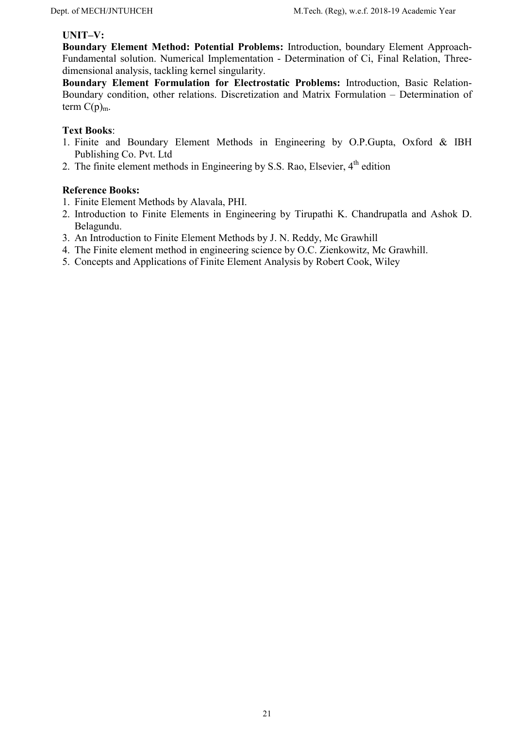**UNIT–V:**

**Boundary Element Method: Potential Problems:** Introduction, boundary Element Approach-Fundamental solution. Numerical Implementation - Determination of Ci, Final Relation, Three-dimensional analysis, tackling kernel singularity.

**Boundary Element Formulation for Electrostatic Problems:** Introduction, Basic Relation-Boundary condition, other relations. Discretization and Matrix Formulation – Determination of term $C(p)_m$.

**Text Books**:

1. Finite and Boundary Element Methods in Engineering by O.P.Gupta, Oxford & IBH Publishing Co. Pvt. Ltd
2. The finite element methods in Engineering by S.S. Rao, Elsevier, 4th edition

**Reference Books:**

1. Finite Element Methods by Alavala, PHI.
2. Introduction to Finite Elements in Engineering by Tirupathi K. Chandrupatla and Ashok D. Belagundu.
3. An Introduction to Finite Element Methods by J. N. Reddy, Mc Grawhill
4. The Finite element method in engineering science by O.C. Zienkowitz, Mc Grawhill.
5. Concepts and Applications of Finite Element Analysis by Robert Cook, Wiley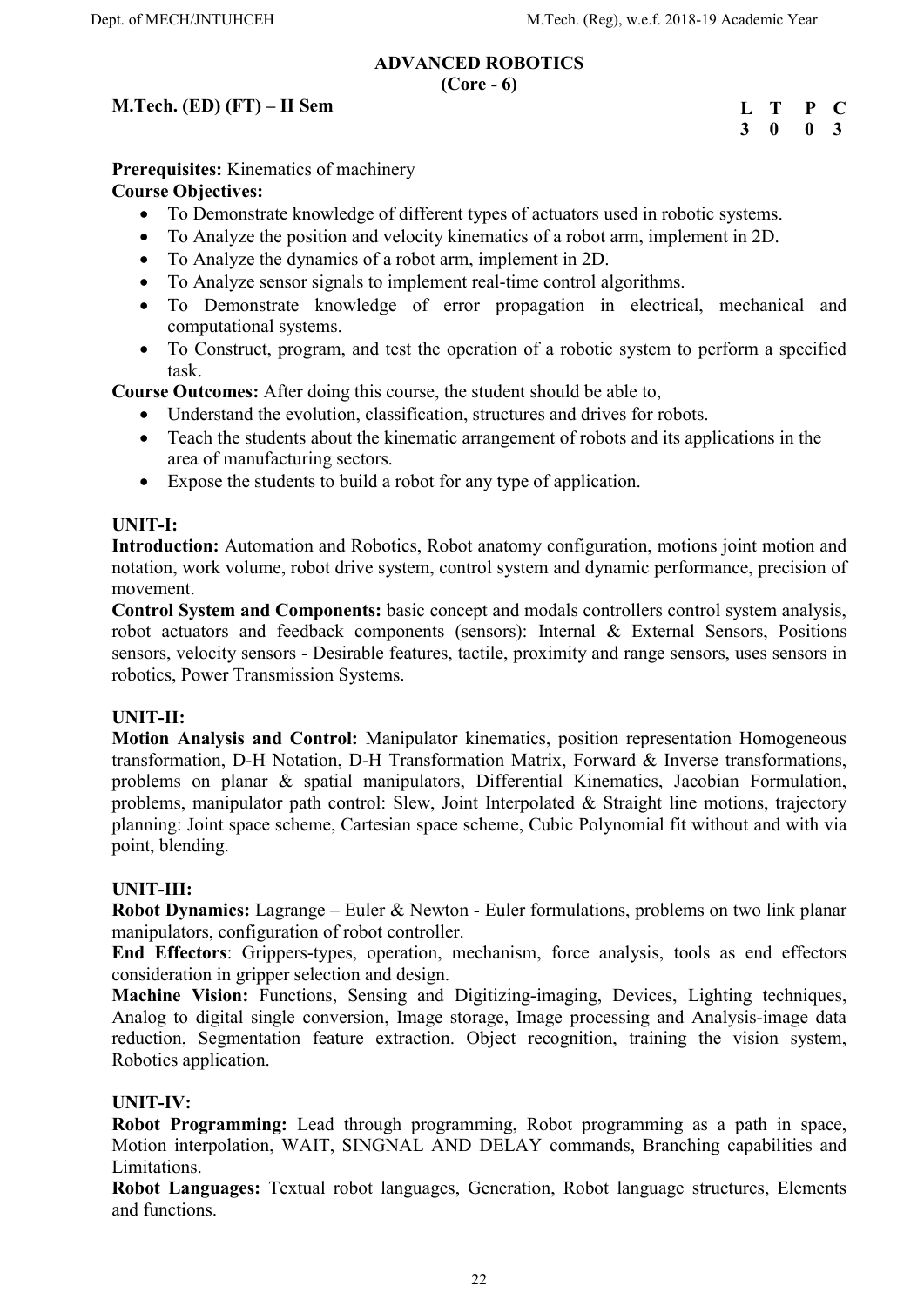# ADVANCED ROBOTICS

## (Core - 6)

**M.Tech. (ED) (FT) – II Sem**

| L | T | P | C |
|---|---|---|---|
| 3 | 0 | 0 | 3 |

**Prerequisites:** Kinematics of machinery

**Course Objectives:**

- To Demonstrate knowledge of different types of actuators used in robotic systems.
- To Analyze the position and velocity kinematics of a robot arm, implement in 2D.
- To Analyze the dynamics of a robot arm, implement in 2D.
- To Analyze sensor signals to implement real-time control algorithms.
- To Demonstrate knowledge of error propagation in electrical, mechanical and computational systems.
- To Construct, program, and test the operation of a robotic system to perform a specified task.

**Course Outcomes:** After doing this course, the student should be able to,

- Understand the evolution, classification, structures and drives for robots.
- Teach the students about the kinematic arrangement of robots and its applications in the area of manufacturing sectors.
- Expose the students to build a robot for any type of application.

**UNIT-I:**

**Introduction:** Automation and Robotics, Robot anatomy configuration, motions joint motion and notation, work volume, robot drive system, control system and dynamic performance, precision of movement.

**Control System and Components:** basic concept and modals controllers control system analysis, robot actuators and feedback components (sensors): Internal & External Sensors, Positions sensors, velocity sensors - Desirable features, tactile, proximity and range sensors, uses sensors in robotics, Power Transmission Systems.

**UNIT-II:**

**Motion Analysis and Control:** Manipulator kinematics, position representation Homogeneous transformation, D-H Notation, D-H Transformation Matrix, Forward & Inverse transformations, problems on planar & spatial manipulators, Differential Kinematics, Jacobian Formulation, problems, manipulator path control: Slew, Joint Interpolated & Straight line motions, trajectory planning: Joint space scheme, Cartesian space scheme, Cubic Polynomial fit without and with via point, blending.

**UNIT-III:**

**Robot Dynamics:** Lagrange – Euler & Newton - Euler formulations, problems on two link planar manipulators, configuration of robot controller.

**End Effectors**: Grippers-types, operation, mechanism, force analysis, tools as end effectors consideration in gripper selection and design.

**Machine Vision:** Functions, Sensing and Digitizing-imaging, Devices, Lighting techniques, Analog to digital single conversion, Image storage, Image processing and Analysis-image data reduction, Segmentation feature extraction. Object recognition, training the vision system, Robotics application.

**UNIT-IV:**

**Robot Programming:** Lead through programming, Robot programming as a path in space, Motion interpolation, WAIT, SINGNAL AND DELAY commands, Branching capabilities and Limitations.

**Robot Languages:** Textual robot languages, Generation, Robot language structures, Elements and functions.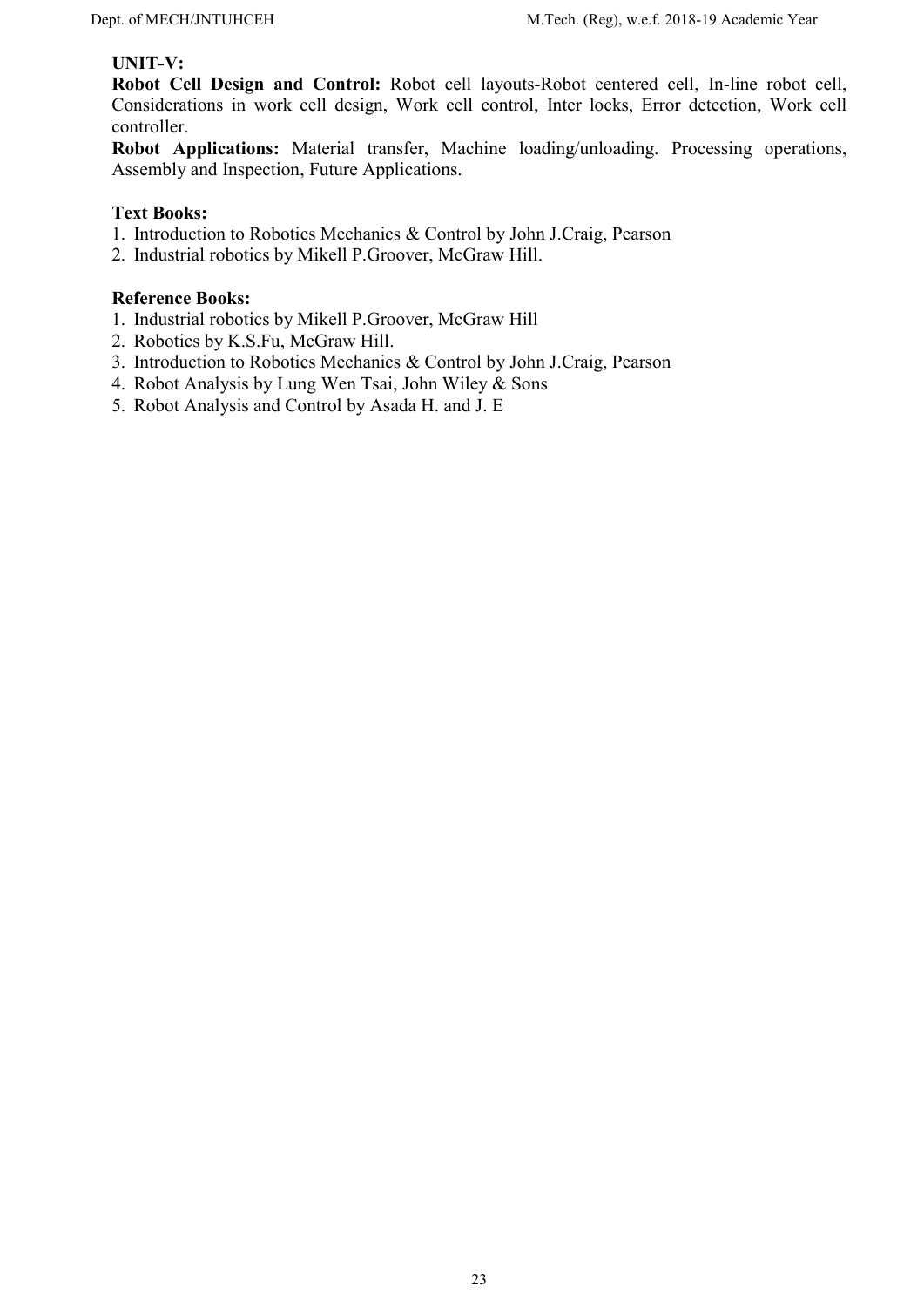**UNIT-V:**

**Robot Cell Design and Control:** Robot cell layouts-Robot centered cell, In-line robot cell, Considerations in work cell design, Work cell control, Inter locks, Error detection, Work cell controller.

**Robot Applications:** Material transfer, Machine loading/unloading. Processing operations, Assembly and Inspection, Future Applications.

**Text Books:**

1. Introduction to Robotics Mechanics & Control by John J.Craig, Pearson
2. Industrial robotics by Mikell P.Groover, McGraw Hill.

**Reference Books:**

1. Industrial robotics by Mikell P.Groover, McGraw Hill
2. Robotics by K.S.Fu, McGraw Hill.
3. Introduction to Robotics Mechanics & Control by John J.Craig, Pearson
4. Robot Analysis by Lung Wen Tsai, John Wiley & Sons
5. Robot Analysis and Control by Asada H. and J. E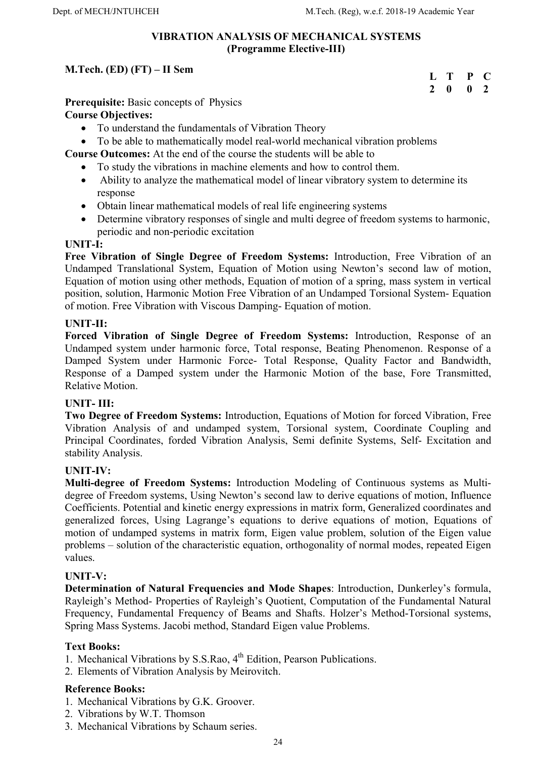# VIBRATION ANALYSIS OF MECHANICAL SYSTEMS
## (Programme Elective-III)

**M.Tech. (ED) (FT) – II Sem**

| L | T | P | C |
|---|---|---|---|
| 2 | 0 | 0 | 2 |

**Prerequisite:** Basic concepts of Physics

**Course Objectives:**

- To understand the fundamentals of Vibration Theory
- To be able to mathematically model real-world mechanical vibration problems

**Course Outcomes:** At the end of the course the students will be able to

- To study the vibrations in machine elements and how to control them.
- Ability to analyze the mathematical model of linear vibratory system to determine its response
- Obtain linear mathematical models of real life engineering systems
- Determine vibratory responses of single and multi degree of freedom systems to harmonic, periodic and non-periodic excitation

**UNIT-I:**

**Free Vibration of Single Degree of Freedom Systems:** Introduction, Free Vibration of an Undamped Translational System, Equation of Motion using Newton's second law of motion, Equation of motion using other methods, Equation of motion of a spring, mass system in vertical position, solution, Harmonic Motion Free Vibration of an Undamped Torsional System- Equation of motion. Free Vibration with Viscous Damping- Equation of motion.

**UNIT-II:**

**Forced Vibration of Single Degree of Freedom Systems:** Introduction, Response of an Undamped system under harmonic force, Total response, Beating Phenomenon. Response of a Damped System under Harmonic Force- Total Response, Quality Factor and Bandwidth, Response of a Damped system under the Harmonic Motion of the base, Fore Transmitted, Relative Motion.

**UNIT- III:**

**Two Degree of Freedom Systems:** Introduction, Equations of Motion for forced Vibration, Free Vibration Analysis of and undamped system, Torsional system, Coordinate Coupling and Principal Coordinates, forded Vibration Analysis, Semi definite Systems, Self- Excitation and stability Analysis.

**UNIT-IV:**

**Multi-degree of Freedom Systems:** Introduction Modeling of Continuous systems as Multi-degree of Freedom systems, Using Newton's second law to derive equations of motion, Influence Coefficients. Potential and kinetic energy expressions in matrix form, Generalized coordinates and generalized forces, Using Lagrange's equations to derive equations of motion, Equations of motion of undamped systems in matrix form, Eigen value problem, solution of the Eigen value problems – solution of the characteristic equation, orthogonality of normal modes, repeated Eigen values.

**UNIT-V:**

**Determination of Natural Frequencies and Mode Shapes**: Introduction, Dunkerley's formula, Rayleigh's Method- Properties of Rayleigh's Quotient, Computation of the Fundamental Natural Frequency, Fundamental Frequency of Beams and Shafts. Holzer's Method-Torsional systems, Spring Mass Systems. Jacobi method, Standard Eigen value Problems.

**Text Books:**

1. Mechanical Vibrations by S.S.Rao, 4th Edition, Pearson Publications.
2. Elements of Vibration Analysis by Meirovitch.

**Reference Books:**

1. Mechanical Vibrations by G.K. Groover.
2. Vibrations by W.T. Thomson
3. Mechanical Vibrations by Schaum series.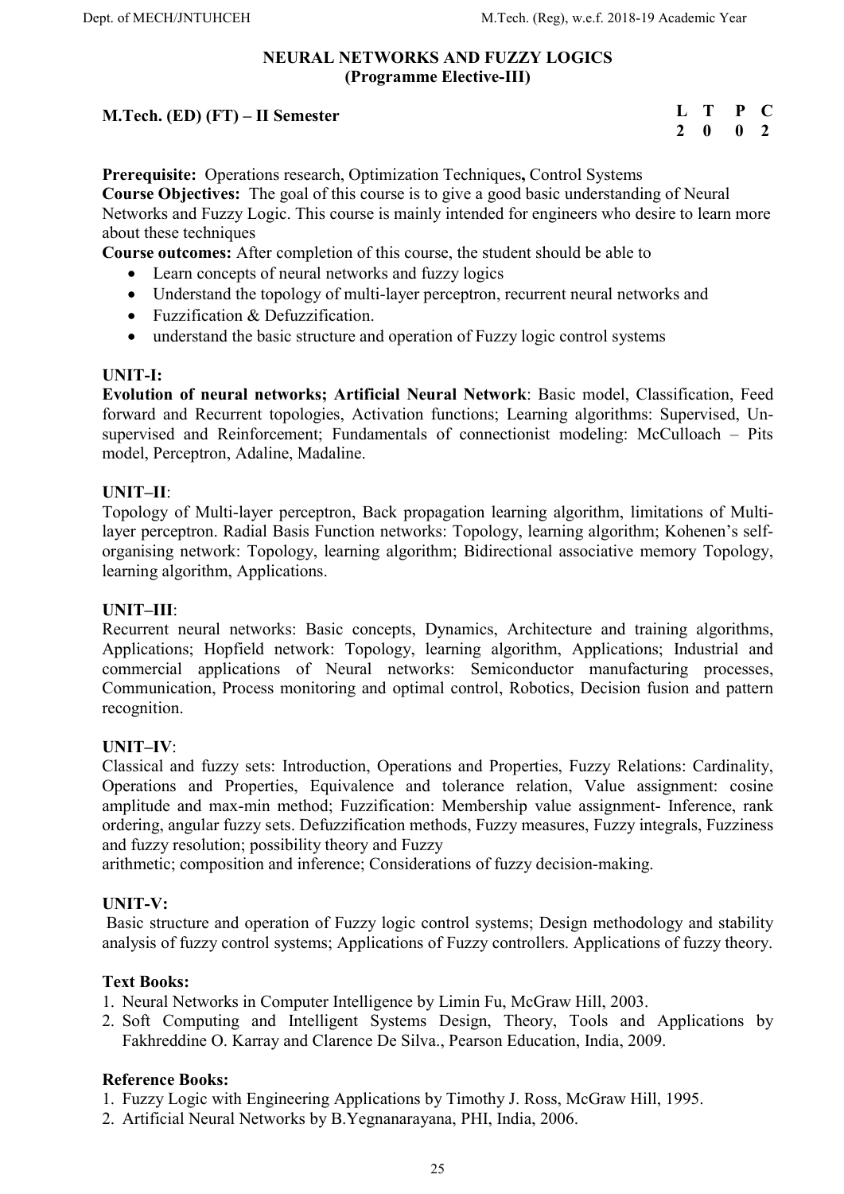# NEURAL NETWORKS AND FUZZY LOGICS
## (Programme Elective-III)

**M.Tech. (ED) (FT) – II Semester**

| L | T | P | C |
|---|---|---|---|
| 2 | 0 | 0 | 2 |

**Prerequisite:** Operations research, Optimization Techniques**,** Control Systems

**Course Objectives:** The goal of this course is to give a good basic understanding of Neural Networks and Fuzzy Logic. This course is mainly intended for engineers who desire to learn more about these techniques

**Course outcomes:** After completion of this course, the student should be able to

- Learn concepts of neural networks and fuzzy logics
- Understand the topology of multi-layer perceptron, recurrent neural networks and
- Fuzzification & Defuzzification.
- understand the basic structure and operation of Fuzzy logic control systems

**UNIT-I:**

**Evolution of neural networks; Artificial Neural Network**: Basic model, Classification, Feed forward and Recurrent topologies, Activation functions; Learning algorithms: Supervised, Un-supervised and Reinforcement; Fundamentals of connectionist modeling: McCulloach – Pits model, Perceptron, Adaline, Madaline.

**UNIT–II**:

Topology of Multi-layer perceptron, Back propagation learning algorithm, limitations of Multi-layer perceptron. Radial Basis Function networks: Topology, learning algorithm; Kohenen's self-organising network: Topology, learning algorithm; Bidirectional associative memory Topology, learning algorithm, Applications.

**UNIT–III**:

Recurrent neural networks: Basic concepts, Dynamics, Architecture and training algorithms, Applications; Hopfield network: Topology, learning algorithm, Applications; Industrial and commercial applications of Neural networks: Semiconductor manufacturing processes, Communication, Process monitoring and optimal control, Robotics, Decision fusion and pattern recognition.

**UNIT–IV**:

Classical and fuzzy sets: Introduction, Operations and Properties, Fuzzy Relations: Cardinality, Operations and Properties, Equivalence and tolerance relation, Value assignment: cosine amplitude and max-min method; Fuzzification: Membership value assignment- Inference, rank ordering, angular fuzzy sets. Defuzzification methods, Fuzzy measures, Fuzzy integrals, Fuzziness and fuzzy resolution; possibility theory and Fuzzy
arithmetic; composition and inference; Considerations of fuzzy decision-making.

**UNIT-V:**

Basic structure and operation of Fuzzy logic control systems; Design methodology and stability analysis of fuzzy control systems; Applications of Fuzzy controllers. Applications of fuzzy theory.

**Text Books:**

1. Neural Networks in Computer Intelligence by Limin Fu, McGraw Hill, 2003.
2. Soft Computing and Intelligent Systems Design, Theory, Tools and Applications by Fakhreddine O. Karray and Clarence De Silva., Pearson Education, India, 2009.

**Reference Books:**

1. Fuzzy Logic with Engineering Applications by Timothy J. Ross, McGraw Hill, 1995.
2. Artificial Neural Networks by B.Yegnanarayana, PHI, India, 2006.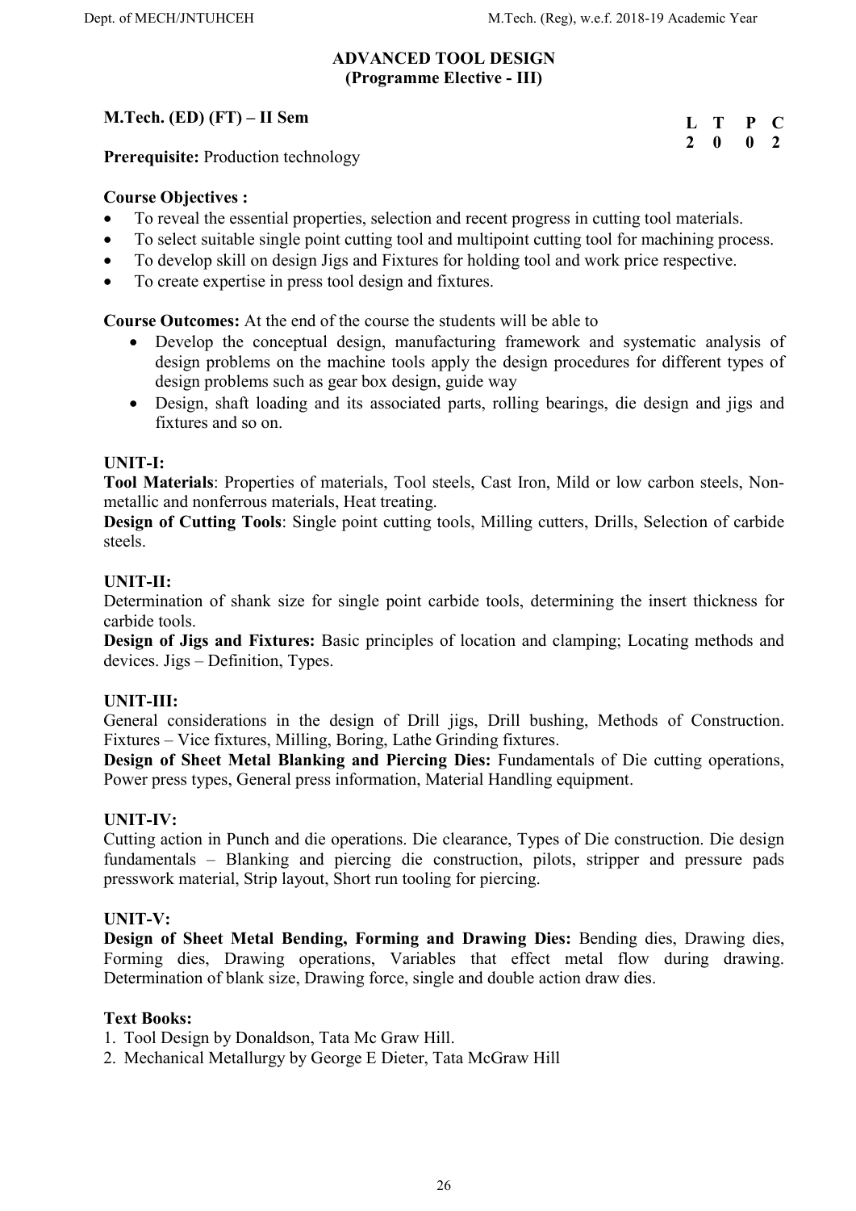# ADVANCED TOOL DESIGN
## (Programme Elective - III)

**M.Tech. (ED) (FT) – II Sem**

| L | T | P | C |
|---|---|---|---|
| 2 | 0 | 0 | 2 |

**Prerequisite:** Production technology

**Course Objectives :**

- To reveal the essential properties, selection and recent progress in cutting tool materials.
- To select suitable single point cutting tool and multipoint cutting tool for machining process.
- To develop skill on design Jigs and Fixtures for holding tool and work price respective.
- To create expertise in press tool design and fixtures.

**Course Outcomes:** At the end of the course the students will be able to

- Develop the conceptual design, manufacturing framework and systematic analysis of design problems on the machine tools apply the design procedures for different types of design problems such as gear box design, guide way
- Design, shaft loading and its associated parts, rolling bearings, die design and jigs and fixtures and so on.

**UNIT-I:**

**Tool Materials**: Properties of materials, Tool steels, Cast Iron, Mild or low carbon steels, Non-metallic and nonferrous materials, Heat treating.

**Design of Cutting Tools**: Single point cutting tools, Milling cutters, Drills, Selection of carbide steels.

**UNIT-II:**

Determination of shank size for single point carbide tools, determining the insert thickness for carbide tools.

**Design of Jigs and Fixtures:** Basic principles of location and clamping; Locating methods and devices. Jigs – Definition, Types.

**UNIT-III:**

General considerations in the design of Drill jigs, Drill bushing, Methods of Construction. Fixtures – Vice fixtures, Milling, Boring, Lathe Grinding fixtures.

**Design of Sheet Metal Blanking and Piercing Dies:** Fundamentals of Die cutting operations, Power press types, General press information, Material Handling equipment.

**UNIT-IV:**

Cutting action in Punch and die operations. Die clearance, Types of Die construction. Die design fundamentals – Blanking and piercing die construction, pilots, stripper and pressure pads presswork material, Strip layout, Short run tooling for piercing.

**UNIT-V:**

**Design of Sheet Metal Bending, Forming and Drawing Dies:** Bending dies, Drawing dies, Forming dies, Drawing operations, Variables that effect metal flow during drawing. Determination of blank size, Drawing force, single and double action draw dies.

**Text Books:**

1. Tool Design by Donaldson, Tata Mc Graw Hill.
2. Mechanical Metallurgy by George E Dieter, Tata McGraw Hill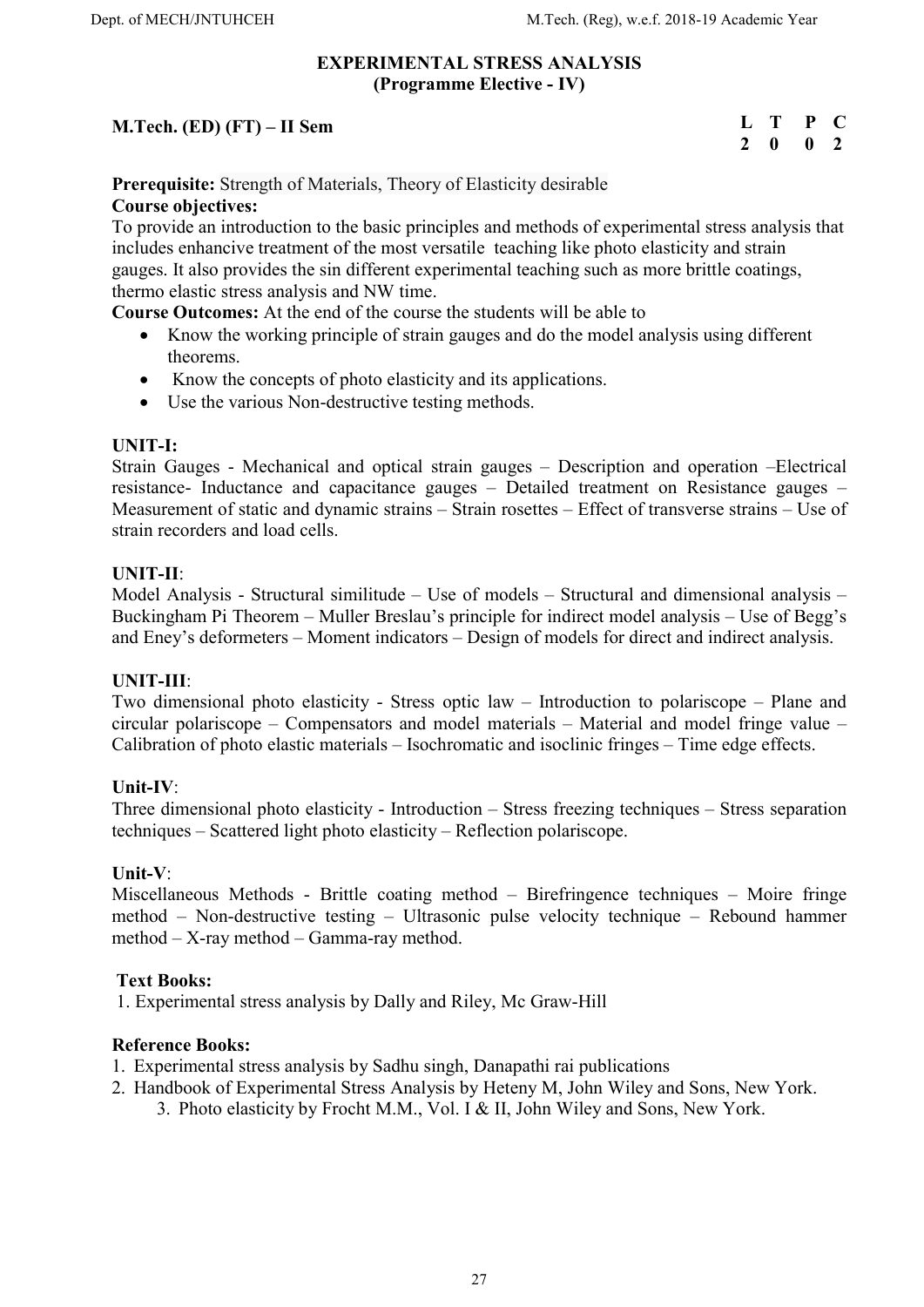# EXPERIMENTAL STRESS ANALYSIS
## (Programme Elective - IV)

**M.Tech. (ED) (FT) – II Sem**

| L | T | P | C |
|---|---|---|---|
| 2 | 0 | 0 | 2 |

**Prerequisite:** Strength of Materials, Theory of Elasticity desirable

**Course objectives:**

To provide an introduction to the basic principles and methods of experimental stress analysis that includes enhancive treatment of the most versatile teaching like photo elasticity and strain gauges. It also provides the sin different experimental teaching such as more brittle coatings, thermo elastic stress analysis and NW time.

**Course Outcomes:** At the end of the course the students will be able to

- Know the working principle of strain gauges and do the model analysis using different theorems.
- Know the concepts of photo elasticity and its applications.
- Use the various Non-destructive testing methods.

**UNIT-I:**

Strain Gauges - Mechanical and optical strain gauges – Description and operation –Electrical resistance- Inductance and capacitance gauges – Detailed treatment on Resistance gauges – Measurement of static and dynamic strains – Strain rosettes – Effect of transverse strains – Use of strain recorders and load cells.

**UNIT-II**:

Model Analysis - Structural similitude – Use of models – Structural and dimensional analysis – Buckingham Pi Theorem – Muller Breslau's principle for indirect model analysis – Use of Begg's and Eney's deformeters – Moment indicators – Design of models for direct and indirect analysis.

**UNIT-III**:

Two dimensional photo elasticity - Stress optic law – Introduction to polariscope – Plane and circular polariscope – Compensators and model materials – Material and model fringe value – Calibration of photo elastic materials – Isochromatic and isoclinic fringes – Time edge effects.

**Unit-IV**:

Three dimensional photo elasticity - Introduction – Stress freezing techniques – Stress separation techniques – Scattered light photo elasticity – Reflection polariscope.

**Unit-V**:

Miscellaneous Methods - Brittle coating method – Birefringence techniques – Moire fringe method – Non-destructive testing – Ultrasonic pulse velocity technique – Rebound hammer method – X-ray method – Gamma-ray method.

**Text Books:**

1. Experimental stress analysis by Dally and Riley, Mc Graw-Hill

**Reference Books:**

1. Experimental stress analysis by Sadhu singh, Danapathi rai publications
2. Handbook of Experimental Stress Analysis by Heteny M, John Wiley and Sons, New York.
3. Photo elasticity by Frocht M.M., Vol. I & II, John Wiley and Sons, New York.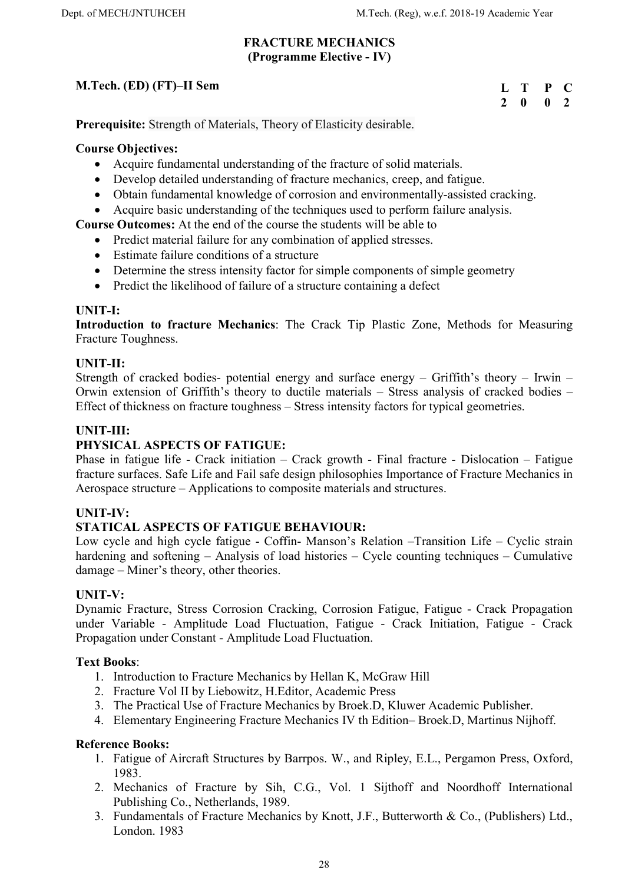# FRACTURE MECHANICS
## (Programme Elective - IV)

**M.Tech. (ED) (FT)–II Sem**

| L | T | P | C |
|---|---|---|---|
| 2 | 0 | 0 | 2 |

**Prerequisite:** Strength of Materials, Theory of Elasticity desirable.

**Course Objectives:**

- Acquire fundamental understanding of the fracture of solid materials.
- Develop detailed understanding of fracture mechanics, creep, and fatigue.
- Obtain fundamental knowledge of corrosion and environmentally-assisted cracking.
- Acquire basic understanding of the techniques used to perform failure analysis.

**Course Outcomes:** At the end of the course the students will be able to

- Predict material failure for any combination of applied stresses.
- Estimate failure conditions of a structure
- Determine the stress intensity factor for simple components of simple geometry
- Predict the likelihood of failure of a structure containing a defect

**UNIT-I:**
**Introduction to fracture Mechanics**: The Crack Tip Plastic Zone, Methods for Measuring Fracture Toughness.

**UNIT-II:**
Strength of cracked bodies- potential energy and surface energy – Griffith's theory – Irwin – Orwin extension of Griffith's theory to ductile materials – Stress analysis of cracked bodies – Effect of thickness on fracture toughness – Stress intensity factors for typical geometries.

**UNIT-III:**
**PHYSICAL ASPECTS OF FATIGUE:**
Phase in fatigue life - Crack initiation – Crack growth - Final fracture - Dislocation – Fatigue fracture surfaces. Safe Life and Fail safe design philosophies Importance of Fracture Mechanics in Aerospace structure – Applications to composite materials and structures.

**UNIT-IV:**
**STATICAL ASPECTS OF FATIGUE BEHAVIOUR:**
Low cycle and high cycle fatigue - Coffin- Manson's Relation –Transition Life – Cyclic strain hardening and softening – Analysis of load histories – Cycle counting techniques – Cumulative damage – Miner's theory, other theories.

**UNIT-V:**
Dynamic Fracture, Stress Corrosion Cracking, Corrosion Fatigue, Fatigue - Crack Propagation under Variable - Amplitude Load Fluctuation, Fatigue - Crack Initiation, Fatigue - Crack Propagation under Constant - Amplitude Load Fluctuation.

**Text Books**:

1. Introduction to Fracture Mechanics by Hellan K, McGraw Hill
2. Fracture Vol II by Liebowitz, H.Editor, Academic Press
3. The Practical Use of Fracture Mechanics by Broek.D, Kluwer Academic Publisher.
4. Elementary Engineering Fracture Mechanics IV th Edition– Broek.D, Martinus Nijhoff.

**Reference Books:**

1. Fatigue of Aircraft Structures by Barrpos. W., and Ripley, E.L., Pergamon Press, Oxford, 1983.
2. Mechanics of Fracture by Sih, C.G., Vol. 1 Sijthoff and Noordhoff International Publishing Co., Netherlands, 1989.
3. Fundamentals of Fracture Mechanics by Knott, J.F., Butterworth & Co., (Publishers) Ltd., London. 1983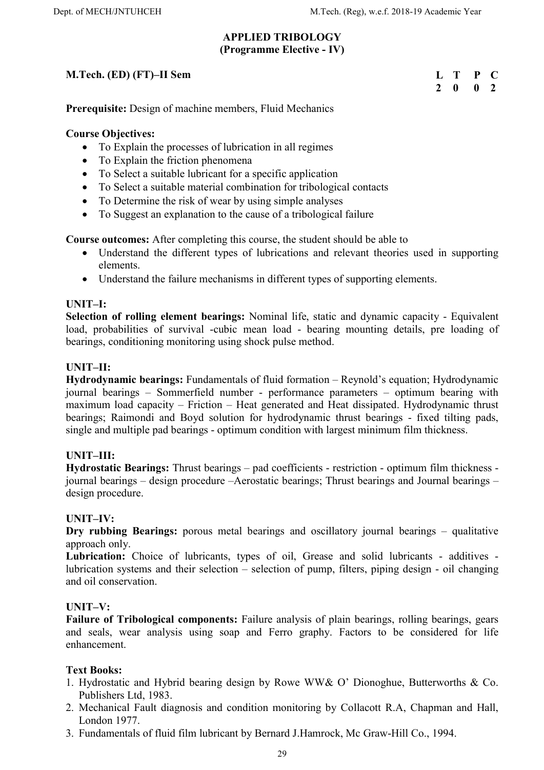# APPLIED TRIBOLOGY
## (Programme Elective - IV)

**M.Tech. (ED) (FT)–II Sem**

| L | T | P | C |
|---|---|---|---|
| 2 | 0 | 0 | 2 |

**Prerequisite:** Design of machine members, Fluid Mechanics

**Course Objectives:**

- To Explain the processes of lubrication in all regimes
- To Explain the friction phenomena
- To Select a suitable lubricant for a specific application
- To Select a suitable material combination for tribological contacts
- To Determine the risk of wear by using simple analyses
- To Suggest an explanation to the cause of a tribological failure

**Course outcomes:** After completing this course, the student should be able to

- Understand the different types of lubrications and relevant theories used in supporting elements.
- Understand the failure mechanisms in different types of supporting elements.

**UNIT–I:**

**Selection of rolling element bearings:** Nominal life, static and dynamic capacity - Equivalent load, probabilities of survival -cubic mean load - bearing mounting details, pre loading of bearings, conditioning monitoring using shock pulse method.

**UNIT–II:**

**Hydrodynamic bearings:** Fundamentals of fluid formation – Reynold's equation; Hydrodynamic journal bearings – Sommerfield number - performance parameters – optimum bearing with maximum load capacity – Friction – Heat generated and Heat dissipated. Hydrodynamic thrust bearings; Raimondi and Boyd solution for hydrodynamic thrust bearings - fixed tilting pads, single and multiple pad bearings - optimum condition with largest minimum film thickness.

**UNIT–III:**

**Hydrostatic Bearings:** Thrust bearings – pad coefficients - restriction - optimum film thickness - journal bearings – design procedure –Aerostatic bearings; Thrust bearings and Journal bearings – design procedure.

**UNIT–IV:**

**Dry rubbing Bearings:** porous metal bearings and oscillatory journal bearings – qualitative approach only.

**Lubrication:** Choice of lubricants, types of oil, Grease and solid lubricants - additives - lubrication systems and their selection – selection of pump, filters, piping design - oil changing and oil conservation.

**UNIT–V:**

**Failure of Tribological components:** Failure analysis of plain bearings, rolling bearings, gears and seals, wear analysis using soap and Ferro graphy. Factors to be considered for life enhancement.

**Text Books:**

1. Hydrostatic and Hybrid bearing design by Rowe WW& O' Dionoghue, Butterworths & Co. Publishers Ltd, 1983.
2. Mechanical Fault diagnosis and condition monitoring by Collacott R.A, Chapman and Hall, London 1977.
3. Fundamentals of fluid film lubricant by Bernard J.Hamrock, Mc Graw-Hill Co., 1994.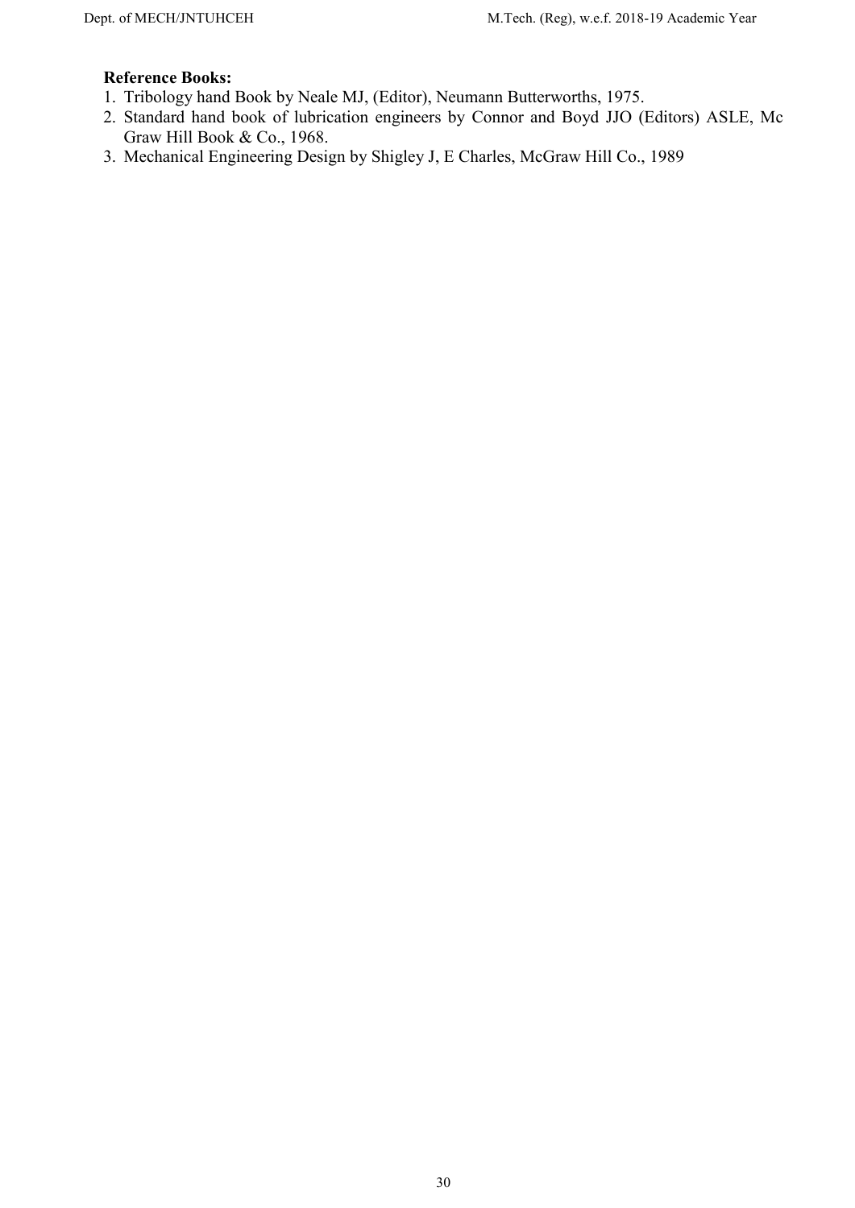**Reference Books:**

1. Tribology hand Book by Neale MJ, (Editor), Neumann Butterworths, 1975.
2. Standard hand book of lubrication engineers by Connor and Boyd JJO (Editors) ASLE, Mc Graw Hill Book & Co., 1968.
3. Mechanical Engineering Design by Shigley J, E Charles, McGraw Hill Co., 1989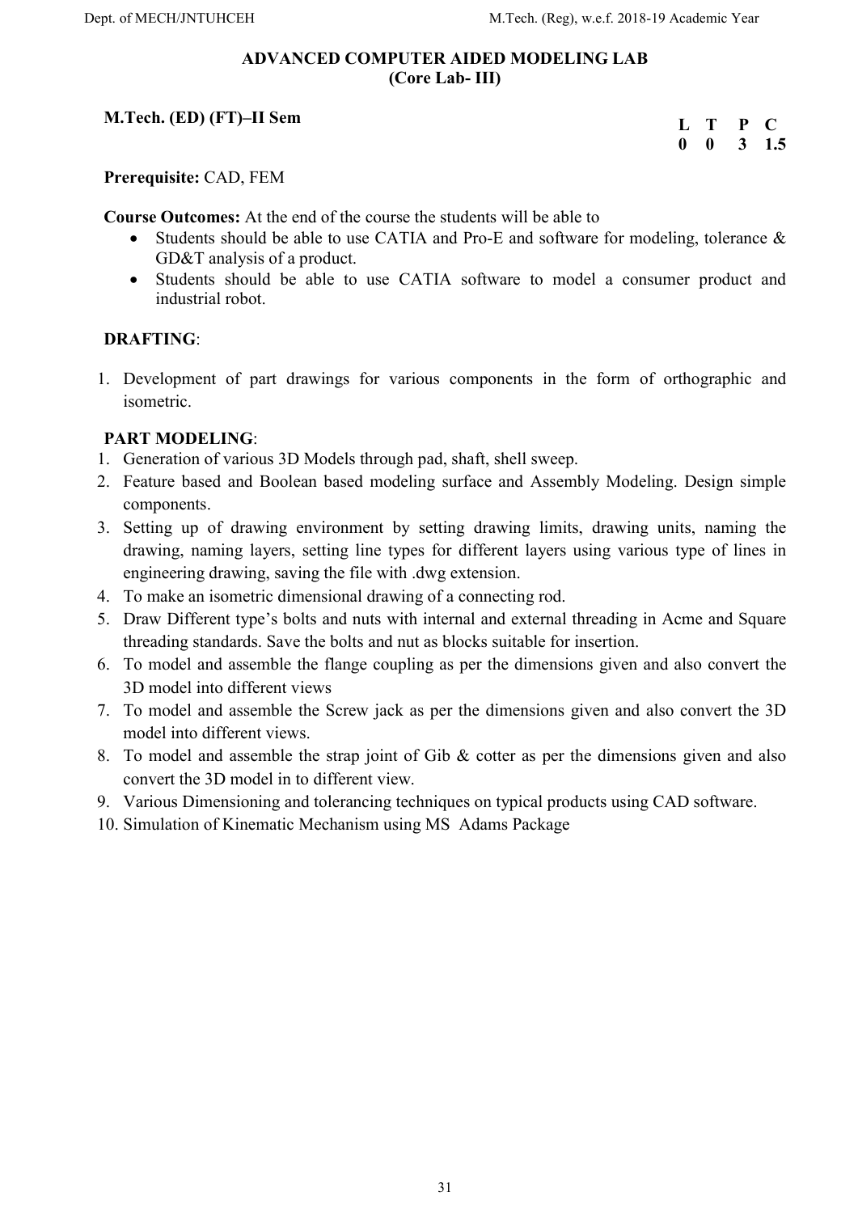# ADVANCED COMPUTER AIDED MODELING LAB
## (Core Lab- III)

**M.Tech. (ED) (FT)–II Sem**

| L | T | P | C |
|---|---|---|---|
| 0 | 0 | 3 | 1.5 |

**Prerequisite:** CAD, FEM

**Course Outcomes:** At the end of the course the students will be able to

- Students should be able to use CATIA and Pro-E and software for modeling, tolerance & GD&T analysis of a product.
- Students should be able to use CATIA software to model a consumer product and industrial robot.

**DRAFTING**:

1. Development of part drawings for various components in the form of orthographic and isometric.

**PART MODELING**:

1. Generation of various 3D Models through pad, shaft, shell sweep.
2. Feature based and Boolean based modeling surface and Assembly Modeling. Design simple components.
3. Setting up of drawing environment by setting drawing limits, drawing units, naming the drawing, naming layers, setting line types for different layers using various type of lines in engineering drawing, saving the file with .dwg extension.
4. To make an isometric dimensional drawing of a connecting rod.
5. Draw Different type's bolts and nuts with internal and external threading in Acme and Square threading standards. Save the bolts and nut as blocks suitable for insertion.
6. To model and assemble the flange coupling as per the dimensions given and also convert the 3D model into different views
7. To model and assemble the Screw jack as per the dimensions given and also convert the 3D model into different views.
8. To model and assemble the strap joint of Gib & cotter as per the dimensions given and also convert the 3D model in to different view.
9. Various Dimensioning and tolerancing techniques on typical products using CAD software.
10. Simulation of Kinematic Mechanism using MS Adams Package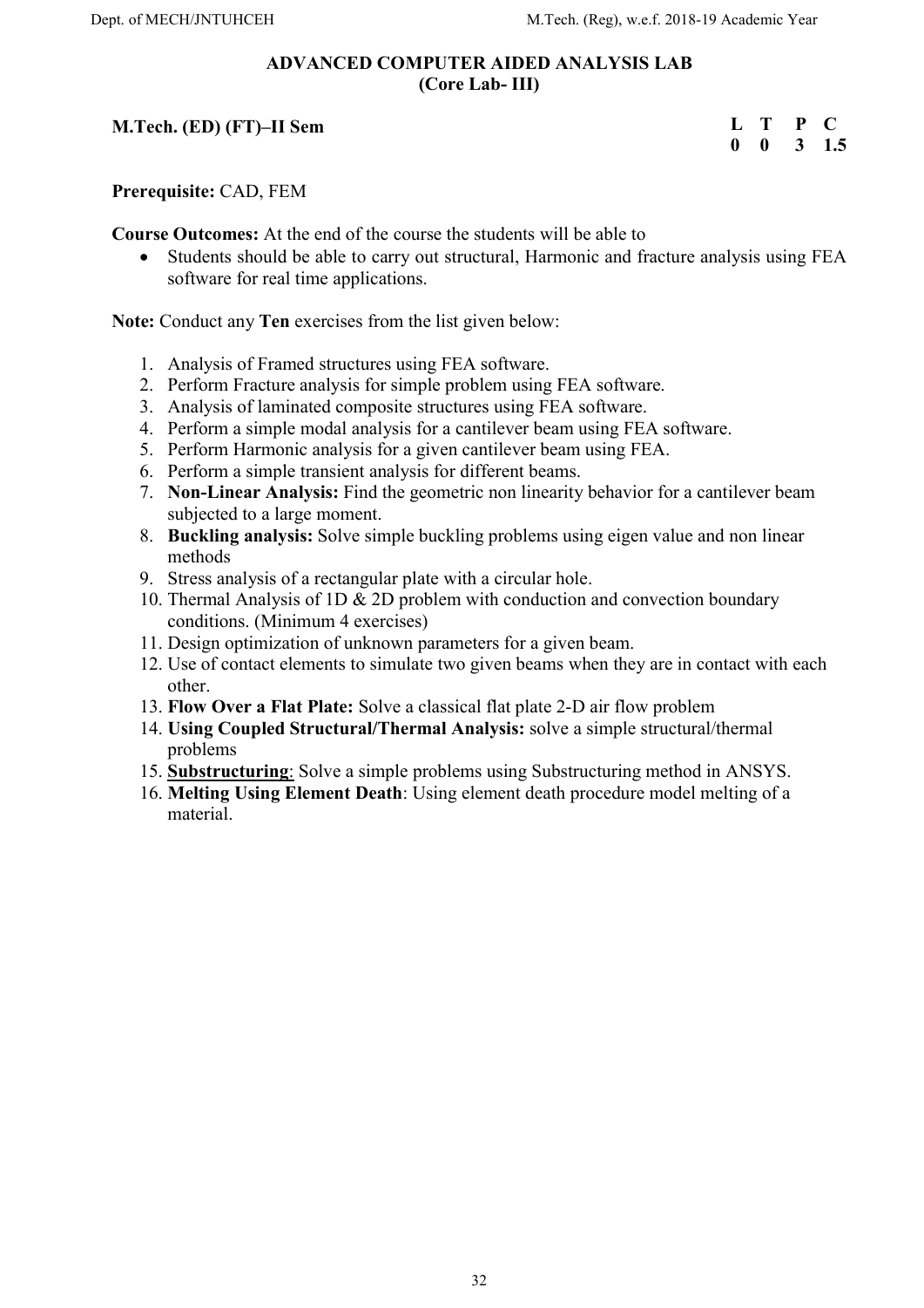## ADVANCED COMPUTER AIDED ANALYSIS LAB
## (Core Lab- III)

**M.Tech. (ED) (FT)–II Sem**

| L | T | P | C |
|---|---|---|---|
| 0 | 0 | 3 | 1.5 |

**Prerequisite:** CAD, FEM

**Course Outcomes:** At the end of the course the students will be able to

- Students should be able to carry out structural, Harmonic and fracture analysis using FEA software for real time applications.

**Note:** Conduct any **Ten** exercises from the list given below:

1. Analysis of Framed structures using FEA software.
2. Perform Fracture analysis for simple problem using FEA software.
3. Analysis of laminated composite structures using FEA software.
4. Perform a simple modal analysis for a cantilever beam using FEA software.
5. Perform Harmonic analysis for a given cantilever beam using FEA.
6. Perform a simple transient analysis for different beams.
7. **Non-Linear Analysis:** Find the geometric non linearity behavior for a cantilever beam subjected to a large moment.
8. **Buckling analysis:** Solve simple buckling problems using eigen value and non linear methods
9. Stress analysis of a rectangular plate with a circular hole.
10. Thermal Analysis of 1D & 2D problem with conduction and convection boundary conditions. (Minimum 4 exercises)
11. Design optimization of unknown parameters for a given beam.
12. Use of contact elements to simulate two given beams when they are in contact with each other.
13. **Flow Over a Flat Plate:** Solve a classical flat plate 2-D air flow problem
14. **Using Coupled Structural/Thermal Analysis:** solve a simple structural/thermal problems
15. <u>**Substructuring**</u>: Solve a simple problems using Substructuring method in ANSYS.
16. **Melting Using Element Death**: Using element death procedure model melting of a material.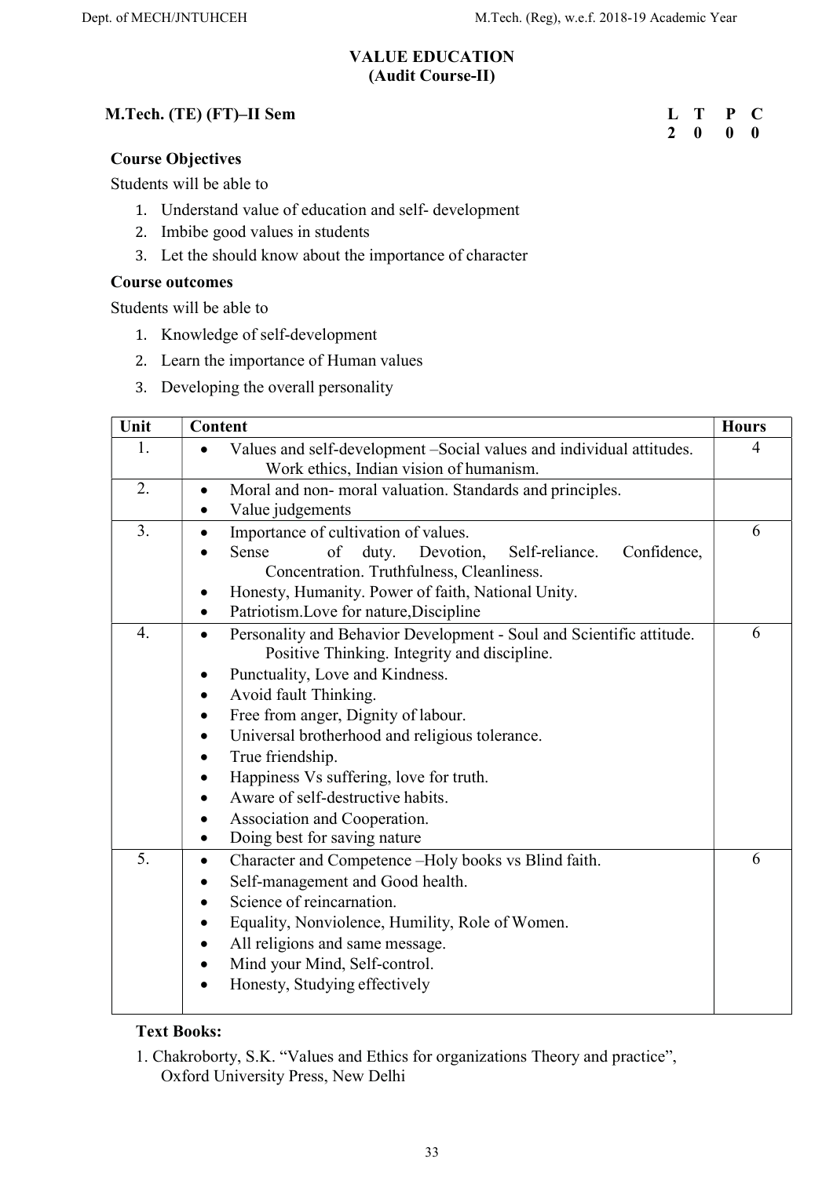# VALUE EDUCATION
## (Audit Course-II)

**M.Tech. (TE) (FT)–II Sem**

| L | T | P | C |
|---|---|---|---|
| 2 | 0 | 0 | 0 |

**Course Objectives**

Students will be able to

1. Understand value of education and self- development
2. Imbibe good values in students
3. Let the should know about the importance of character

**Course outcomes**

Students will be able to

1. Knowledge of self-development
2. Learn the importance of Human values
3. Developing the overall personality

| Unit | Content | Hours |
|---|---|---|
| 1. | • Values and self-development –Social values and individual attitudes. Work ethics, Indian vision of humanism. | 4 |
| 2. | • Moral and non- moral valuation. Standards and principles.<br>• Value judgements | |
| 3. | • Importance of cultivation of values.<br>• Sense of duty. Devotion, Self-reliance. Confidence, Concentration. Truthfulness, Cleanliness.<br>• Honesty, Humanity. Power of faith, National Unity.<br>• Patriotism.Love for nature,Discipline | 6 |
| 4. | • Personality and Behavior Development - Soul and Scientific attitude. Positive Thinking. Integrity and discipline.<br>• Punctuality, Love and Kindness.<br>• Avoid fault Thinking.<br>• Free from anger, Dignity of labour.<br>• Universal brotherhood and religious tolerance.<br>• True friendship.<br>• Happiness Vs suffering, love for truth.<br>• Aware of self-destructive habits.<br>• Association and Cooperation.<br>• Doing best for saving nature | 6 |
| 5. | • Character and Competence –Holy books vs Blind faith.<br>• Self-management and Good health.<br>• Science of reincarnation.<br>• Equality, Nonviolence, Humility, Role of Women.<br>• All religions and same message.<br>• Mind your Mind, Self-control.<br>• Honesty, Studying effectively | 6 |

**Text Books:**

1. Chakroborty, S.K. "Values and Ethics for organizations Theory and practice", Oxford University Press, New Delhi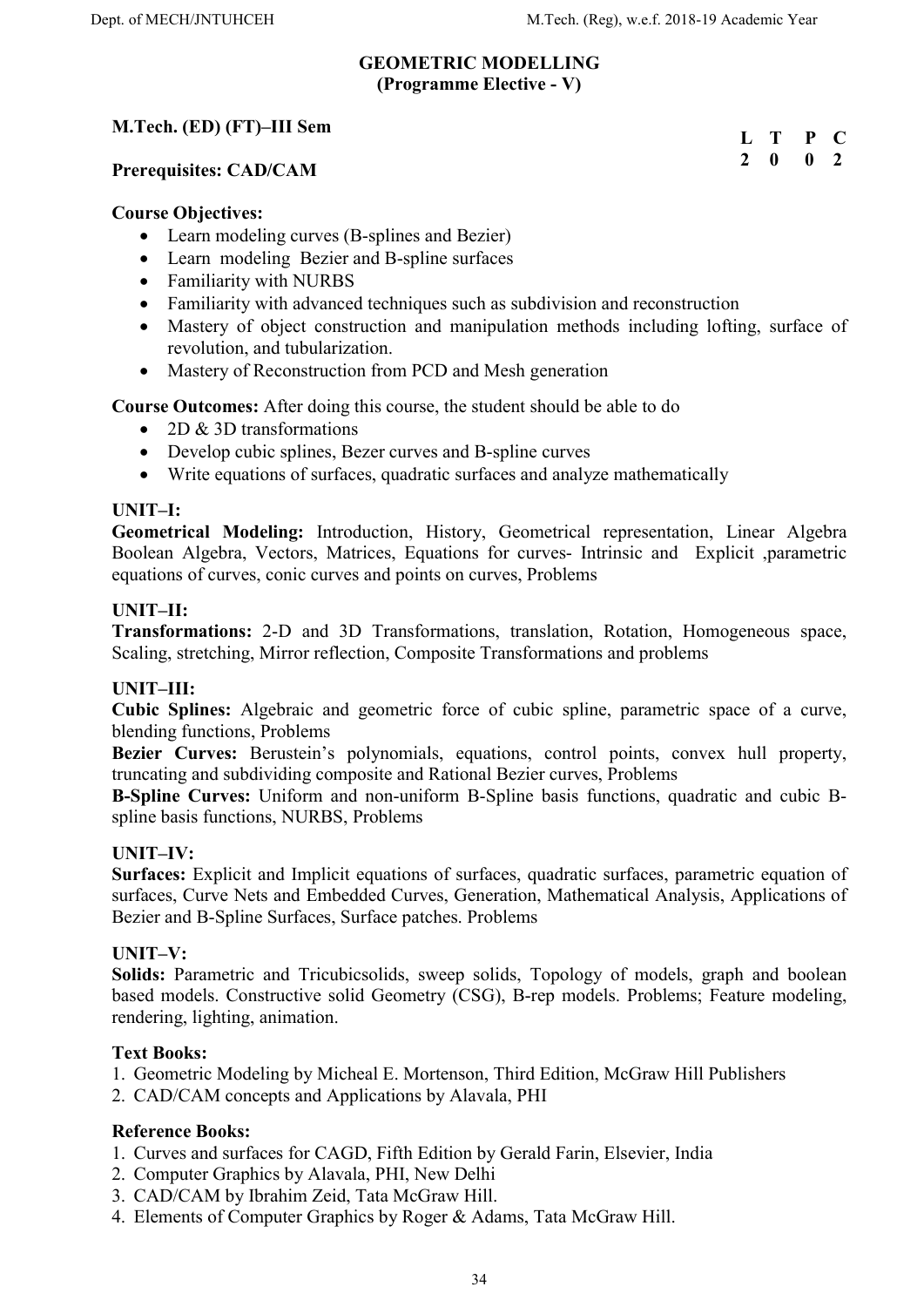# GEOMETRIC MODELLING
## (Programme Elective - V)

**M.Tech. (ED) (FT)–III Sem**

| L | T | P | C |
|---|---|---|---|
| 2 | 0 | 0 | 2 |

**Prerequisites: CAD/CAM**

**Course Objectives:**

- Learn modeling curves (B-splines and Bezier)
- Learn modeling Bezier and B-spline surfaces
- Familiarity with NURBS
- Familiarity with advanced techniques such as subdivision and reconstruction
- Mastery of object construction and manipulation methods including lofting, surface of revolution, and tubularization.
- Mastery of Reconstruction from PCD and Mesh generation

**Course Outcomes:** After doing this course, the student should be able to do

- 2D & 3D transformations
- Develop cubic splines, Bezer curves and B-spline curves
- Write equations of surfaces, quadratic surfaces and analyze mathematically

**UNIT–I:**

**Geometrical Modeling:** Introduction, History, Geometrical representation, Linear Algebra Boolean Algebra, Vectors, Matrices, Equations for curves- Intrinsic and Explicit ,parametric equations of curves, conic curves and points on curves, Problems

**UNIT–II:**

**Transformations:** 2-D and 3D Transformations, translation, Rotation, Homogeneous space, Scaling, stretching, Mirror reflection, Composite Transformations and problems

**UNIT–III:**

**Cubic Splines:** Algebraic and geometric force of cubic spline, parametric space of a curve, blending functions, Problems

**Bezier Curves:** Berustein's polynomials, equations, control points, convex hull property, truncating and subdividing composite and Rational Bezier curves, Problems

**B-Spline Curves:** Uniform and non-uniform B-Spline basis functions, quadratic and cubic B-spline basis functions, NURBS, Problems

**UNIT–IV:**

**Surfaces:** Explicit and Implicit equations of surfaces, quadratic surfaces, parametric equation of surfaces, Curve Nets and Embedded Curves, Generation, Mathematical Analysis, Applications of Bezier and B-Spline Surfaces, Surface patches. Problems

**UNIT–V:**

**Solids:** Parametric and Tricubicsolids, sweep solids, Topology of models, graph and boolean based models. Constructive solid Geometry (CSG), B-rep models. Problems; Feature modeling, rendering, lighting, animation.

**Text Books:**

1. Geometric Modeling by Micheal E. Mortenson, Third Edition, McGraw Hill Publishers
2. CAD/CAM concepts and Applications by Alavala, PHI

**Reference Books:**

1. Curves and surfaces for CAGD, Fifth Edition by Gerald Farin, Elsevier, India
2. Computer Graphics by Alavala, PHI, New Delhi
3. CAD/CAM by Ibrahim Zeid, Tata McGraw Hill.
4. Elements of Computer Graphics by Roger & Adams, Tata McGraw Hill.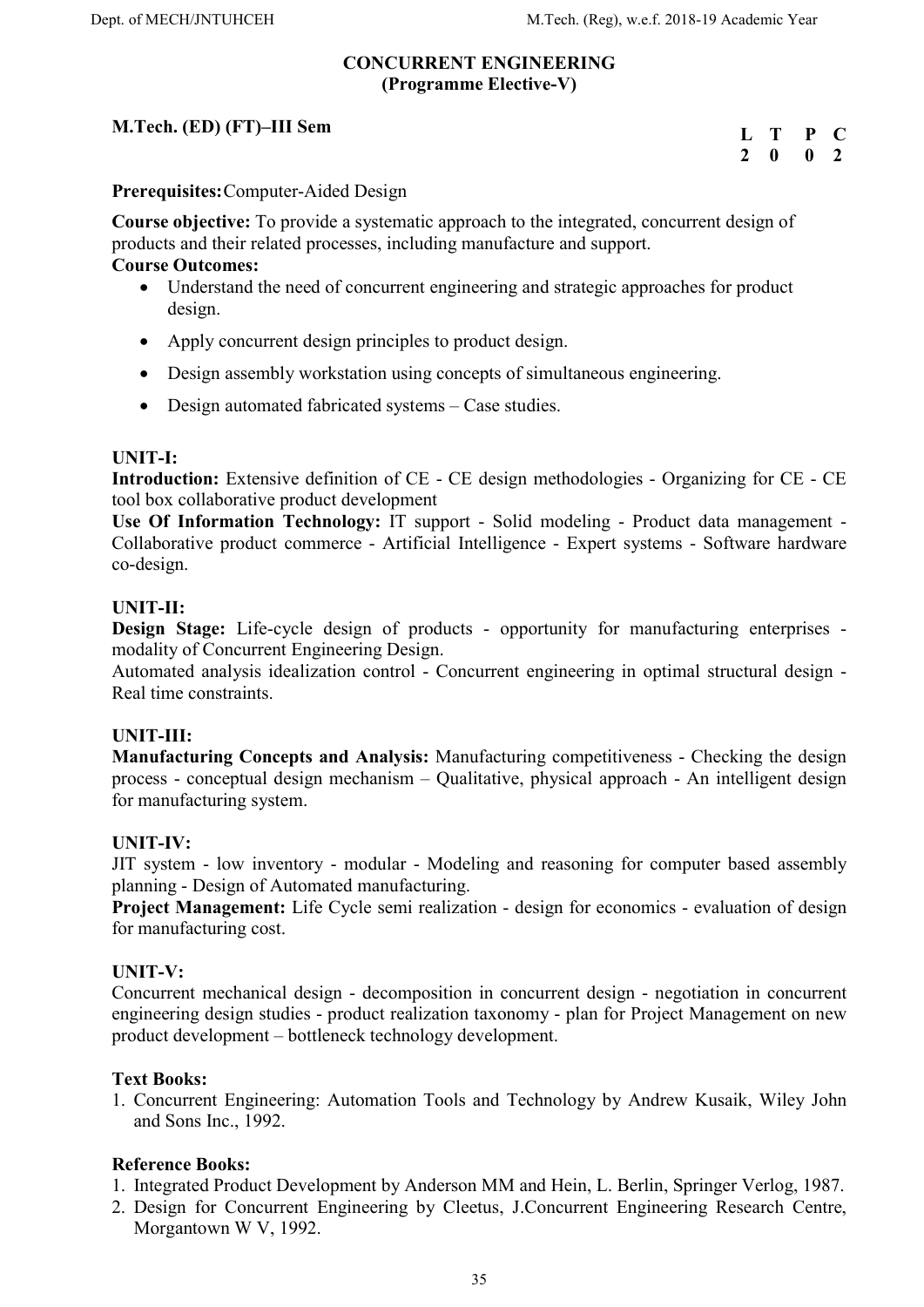# CONCURRENT ENGINEERING
## (Programme Elective-V)

**M.Tech. (ED) (FT)–III Sem**

| L | T | P | C |
|---|---|---|---|
| 2 | 0 | 0 | 2 |

**Prerequisites:** Computer-Aided Design

**Course objective:** To provide a systematic approach to the integrated, concurrent design of products and their related processes, including manufacture and support.

**Course Outcomes:**

- Understand the need of concurrent engineering and strategic approaches for product design.
- Apply concurrent design principles to product design.
- Design assembly workstation using concepts of simultaneous engineering.
- Design automated fabricated systems – Case studies.

### UNIT-I:

**Introduction:** Extensive definition of CE - CE design methodologies - Organizing for CE - CE tool box collaborative product development

**Use Of Information Technology:** IT support - Solid modeling - Product data management - Collaborative product commerce - Artificial Intelligence - Expert systems - Software hardware co-design.

### UNIT-II:

**Design Stage:** Life-cycle design of products - opportunity for manufacturing enterprises - modality of Concurrent Engineering Design.

Automated analysis idealization control - Concurrent engineering in optimal structural design - Real time constraints.

### UNIT-III:

**Manufacturing Concepts and Analysis:** Manufacturing competitiveness - Checking the design process - conceptual design mechanism – Qualitative, physical approach - An intelligent design for manufacturing system.

### UNIT-IV:

JIT system - low inventory - modular - Modeling and reasoning for computer based assembly planning - Design of Automated manufacturing.

**Project Management:** Life Cycle semi realization - design for economics - evaluation of design for manufacturing cost.

### UNIT-V:

Concurrent mechanical design - decomposition in concurrent design - negotiation in concurrent engineering design studies - product realization taxonomy - plan for Project Management on new product development – bottleneck technology development.

**Text Books:**

1. Concurrent Engineering: Automation Tools and Technology by Andrew Kusaik, Wiley John and Sons Inc., 1992.

**Reference Books:**

1. Integrated Product Development by Anderson MM and Hein, L. Berlin, Springer Verlog, 1987.
2. Design for Concurrent Engineering by Cleetus, J.Concurrent Engineering Research Centre, Morgantown W V, 1992.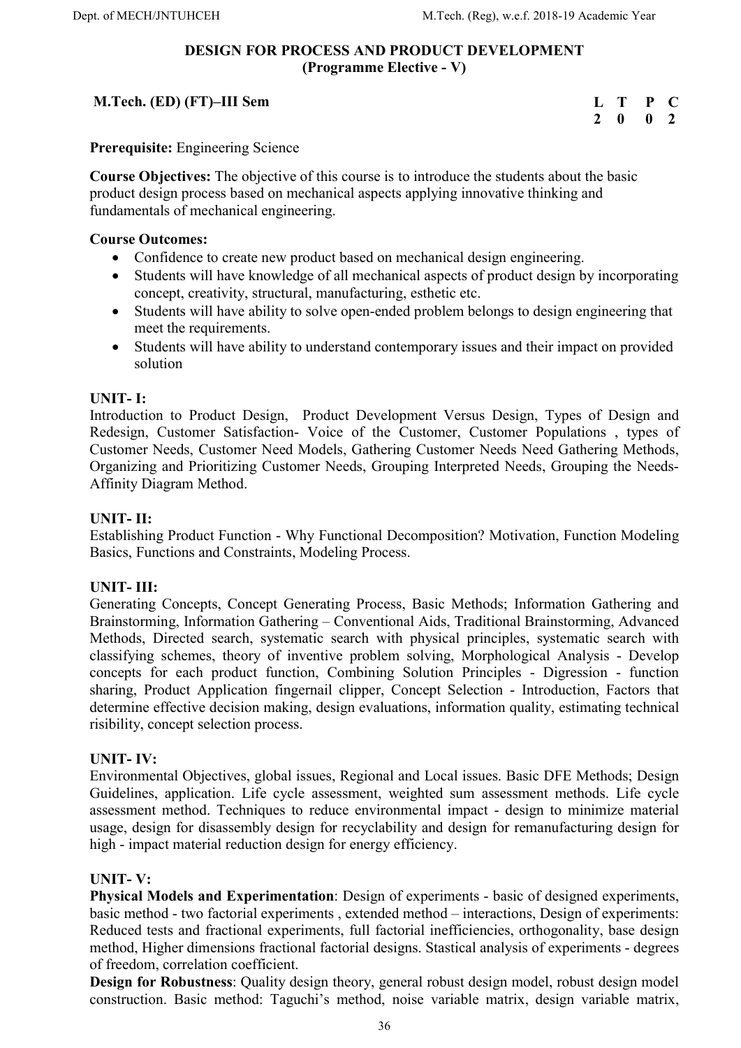## DESIGN FOR PROCESS AND PRODUCT DEVELOPMENT
### (Programme Elective - V)

**M.Tech. (ED) (FT)–III Sem**

| L | T | P | C |
|---|---|---|---|
| 2 | 0 | 0 | 2 |

**Prerequisite:** Engineering Science

**Course Objectives:** The objective of this course is to introduce the students about the basic product design process based on mechanical aspects applying innovative thinking and fundamentals of mechanical engineering.

**Course Outcomes:**

- Confidence to create new product based on mechanical design engineering.
- Students will have knowledge of all mechanical aspects of product design by incorporating concept, creativity, structural, manufacturing, esthetic etc.
- Students will have ability to solve open-ended problem belongs to design engineering that meet the requirements.
- Students will have ability to understand contemporary issues and their impact on provided solution

**UNIT- I:**

Introduction to Product Design, Product Development Versus Design, Types of Design and Redesign, Customer Satisfaction- Voice of the Customer, Customer Populations , types of Customer Needs, Customer Need Models, Gathering Customer Needs Need Gathering Methods, Organizing and Prioritizing Customer Needs, Grouping Interpreted Needs, Grouping the Needs-Affinity Diagram Method.

**UNIT- II:**

Establishing Product Function - Why Functional Decomposition? Motivation, Function Modeling Basics, Functions and Constraints, Modeling Process.

**UNIT- III:**

Generating Concepts, Concept Generating Process, Basic Methods; Information Gathering and Brainstorming, Information Gathering – Conventional Aids, Traditional Brainstorming, Advanced Methods, Directed search, systematic search with physical principles, systematic search with classifying schemes, theory of inventive problem solving, Morphological Analysis - Develop concepts for each product function, Combining Solution Principles - Digression - function sharing, Product Application fingernail clipper, Concept Selection - Introduction, Factors that determine effective decision making, design evaluations, information quality, estimating technical risibility, concept selection process.

**UNIT- IV:**

Environmental Objectives, global issues, Regional and Local issues. Basic DFE Methods; Design Guidelines, application. Life cycle assessment, weighted sum assessment methods. Life cycle assessment method. Techniques to reduce environmental impact - design to minimize material usage, design for disassembly design for recyclability and design for remanufacturing design for high - impact material reduction design for energy efficiency.

**UNIT- V:**

**Physical Models and Experimentation**: Design of experiments - basic of designed experiments, basic method - two factorial experiments , extended method – interactions, Design of experiments: Reduced tests and fractional experiments, full factorial inefficiencies, orthogonality, base design method, Higher dimensions fractional factorial designs. Stastical analysis of experiments - degrees of freedom, correlation coefficient.

**Design for Robustness**: Quality design theory, general robust design model, robust design model construction. Basic method: Taguchi's method, noise variable matrix, design variable matrix,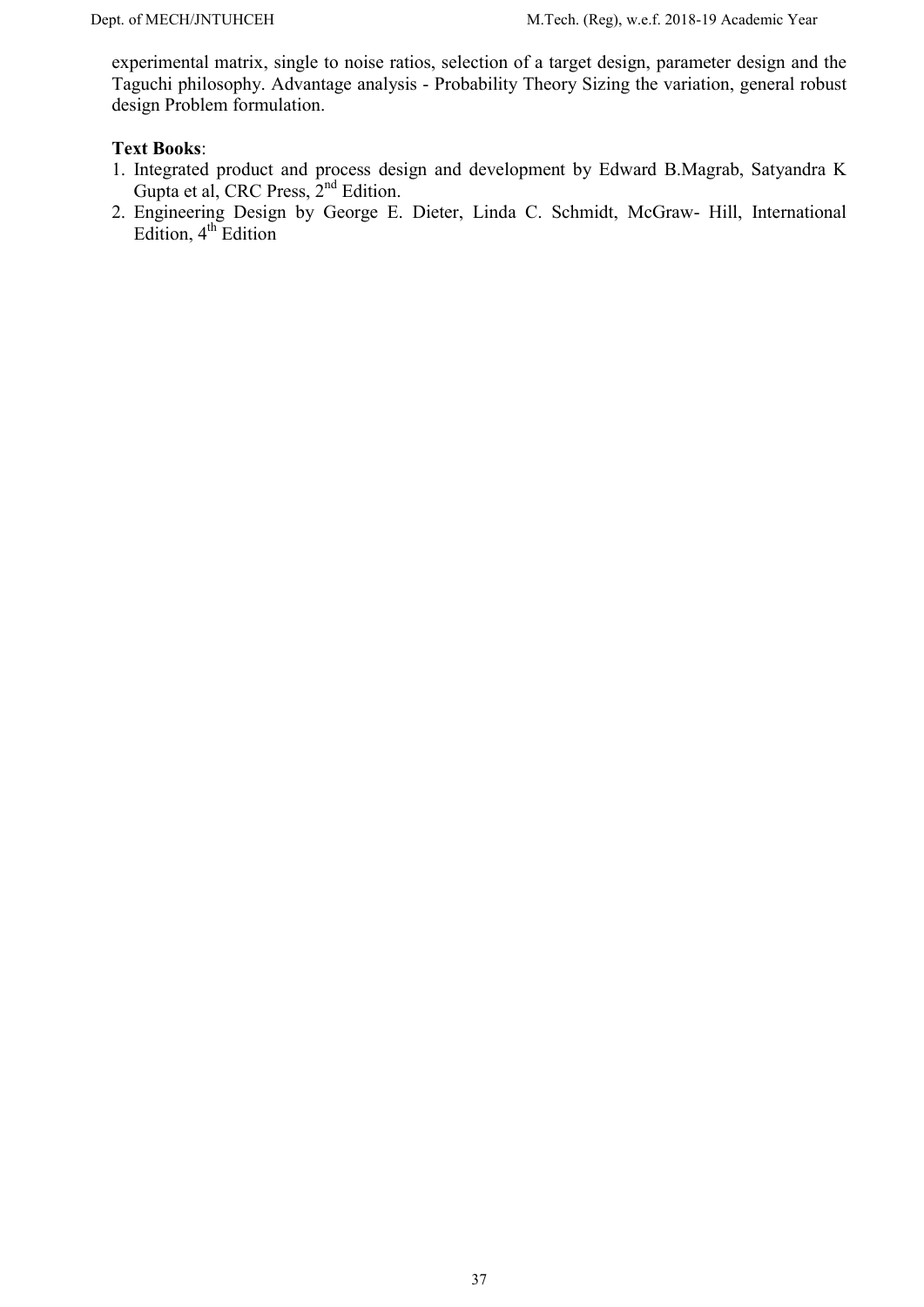experimental matrix, single to noise ratios, selection of a target design, parameter design and the Taguchi philosophy. Advantage analysis - Probability Theory Sizing the variation, general robust design Problem formulation.

**Text Books**:

1. Integrated product and process design and development by Edward B.Magrab, Satyandra K Gupta et al, CRC Press, 2nd Edition.
2. Engineering Design by George E. Dieter, Linda C. Schmidt, McGraw- Hill, International Edition, 4th Edition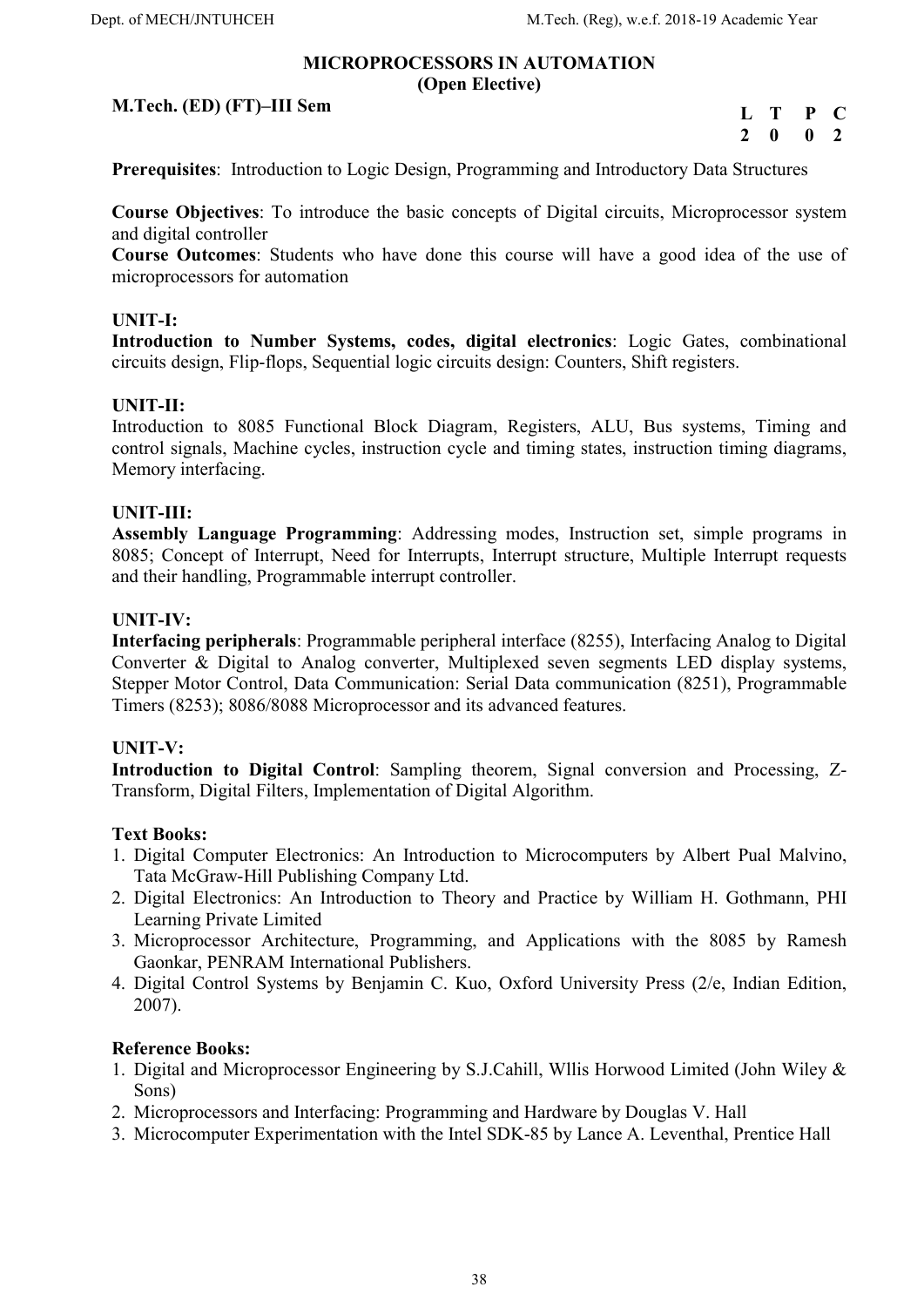## MICROPROCESSORS IN AUTOMATION
### (Open Elective)

**M.Tech. (ED) (FT)–III Sem**

| L | T | P | C |
|---|---|---|---|
| 2 | 0 | 0 | 2 |

**Prerequisites**: Introduction to Logic Design, Programming and Introductory Data Structures

**Course Objectives**: To introduce the basic concepts of Digital circuits, Microprocessor system and digital controller

**Course Outcomes**: Students who have done this course will have a good idea of the use of microprocessors for automation

**UNIT-I:**

**Introduction to Number Systems, codes, digital electronics**: Logic Gates, combinational circuits design, Flip-flops, Sequential logic circuits design: Counters, Shift registers.

**UNIT-II:**

Introduction to 8085 Functional Block Diagram, Registers, ALU, Bus systems, Timing and control signals, Machine cycles, instruction cycle and timing states, instruction timing diagrams, Memory interfacing.

**UNIT-III:**

**Assembly Language Programming**: Addressing modes, Instruction set, simple programs in 8085; Concept of Interrupt, Need for Interrupts, Interrupt structure, Multiple Interrupt requests and their handling, Programmable interrupt controller.

**UNIT-IV:**

**Interfacing peripherals**: Programmable peripheral interface (8255), Interfacing Analog to Digital Converter & Digital to Analog converter, Multiplexed seven segments LED display systems, Stepper Motor Control, Data Communication: Serial Data communication (8251), Programmable Timers (8253); 8086/8088 Microprocessor and its advanced features.

**UNIT-V:**

**Introduction to Digital Control**: Sampling theorem, Signal conversion and Processing, Z-Transform, Digital Filters, Implementation of Digital Algorithm.

**Text Books:**

1. Digital Computer Electronics: An Introduction to Microcomputers by Albert Pual Malvino, Tata McGraw-Hill Publishing Company Ltd.
2. Digital Electronics: An Introduction to Theory and Practice by William H. Gothmann, PHI Learning Private Limited
3. Microprocessor Architecture, Programming, and Applications with the 8085 by Ramesh Gaonkar, PENRAM International Publishers.
4. Digital Control Systems by Benjamin C. Kuo, Oxford University Press (2/e, Indian Edition, 2007).

**Reference Books:**

1. Digital and Microprocessor Engineering by S.J.Cahill, Wllis Horwood Limited (John Wiley & Sons)
2. Microprocessors and Interfacing: Programming and Hardware by Douglas V. Hall
3. Microcomputer Experimentation with the Intel SDK-85 by Lance A. Leventhal, Prentice Hall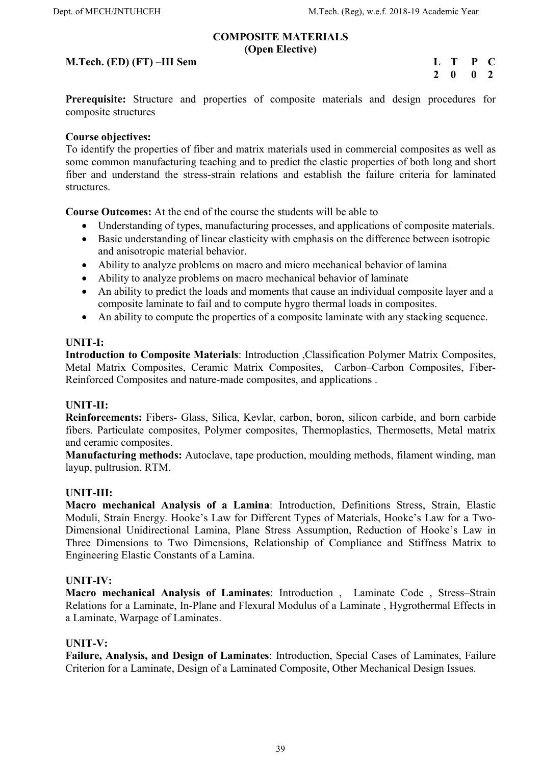# COMPOSITE MATERIALS
## (Open Elective)

**M.Tech. (ED) (FT) –III Sem**

| L | T | P | C |
|---|---|---|---|
| 2 | 0 | 0 | 2 |

**Prerequisite:** Structure and properties of composite materials and design procedures for composite structures

**Course objectives:**
To identify the properties of fiber and matrix materials used in commercial composites as well as some common manufacturing teaching and to predict the elastic properties of both long and short fiber and understand the stress-strain relations and establish the failure criteria for laminated structures.

**Course Outcomes:** At the end of the course the students will be able to

- Understanding of types, manufacturing processes, and applications of composite materials.
- Basic understanding of linear elasticity with emphasis on the difference between isotropic and anisotropic material behavior.
- Ability to analyze problems on macro and micro mechanical behavior of lamina
- Ability to analyze problems on macro mechanical behavior of laminate
- An ability to predict the loads and moments that cause an individual composite layer and a composite laminate to fail and to compute hygro thermal loads in composites.
- An ability to compute the properties of a composite laminate with any stacking sequence.

**UNIT-I:**
**Introduction to Composite Materials**: Introduction ,Classification Polymer Matrix Composites, Metal Matrix Composites, Ceramic Matrix Composites, Carbon–Carbon Composites, Fiber-Reinforced Composites and nature-made composites, and applications .

**UNIT-II:**
**Reinforcements:** Fibers- Glass, Silica, Kevlar, carbon, boron, silicon carbide, and born carbide fibers. Particulate composites, Polymer composites, Thermoplastics, Thermosetts, Metal matrix and ceramic composites.
**Manufacturing methods:** Autoclave, tape production, moulding methods, filament winding, man layup, pultrusion, RTM.

**UNIT-III:**
**Macro mechanical Analysis of a Lamina**: Introduction, Definitions Stress, Strain, Elastic Moduli, Strain Energy. Hooke's Law for Different Types of Materials, Hooke's Law for a Two-Dimensional Unidirectional Lamina, Plane Stress Assumption, Reduction of Hooke's Law in Three Dimensions to Two Dimensions, Relationship of Compliance and Stiffness Matrix to Engineering Elastic Constants of a Lamina.

**UNIT-IV:**
**Macro mechanical Analysis of Laminates**: Introduction , Laminate Code , Stress–Strain Relations for a Laminate, In-Plane and Flexural Modulus of a Laminate , Hygrothermal Effects in a Laminate, Warpage of Laminates.

**UNIT-V:**
**Failure, Analysis, and Design of Laminates**: Introduction, Special Cases of Laminates, Failure Criterion for a Laminate, Design of a Laminated Composite, Other Mechanical Design Issues.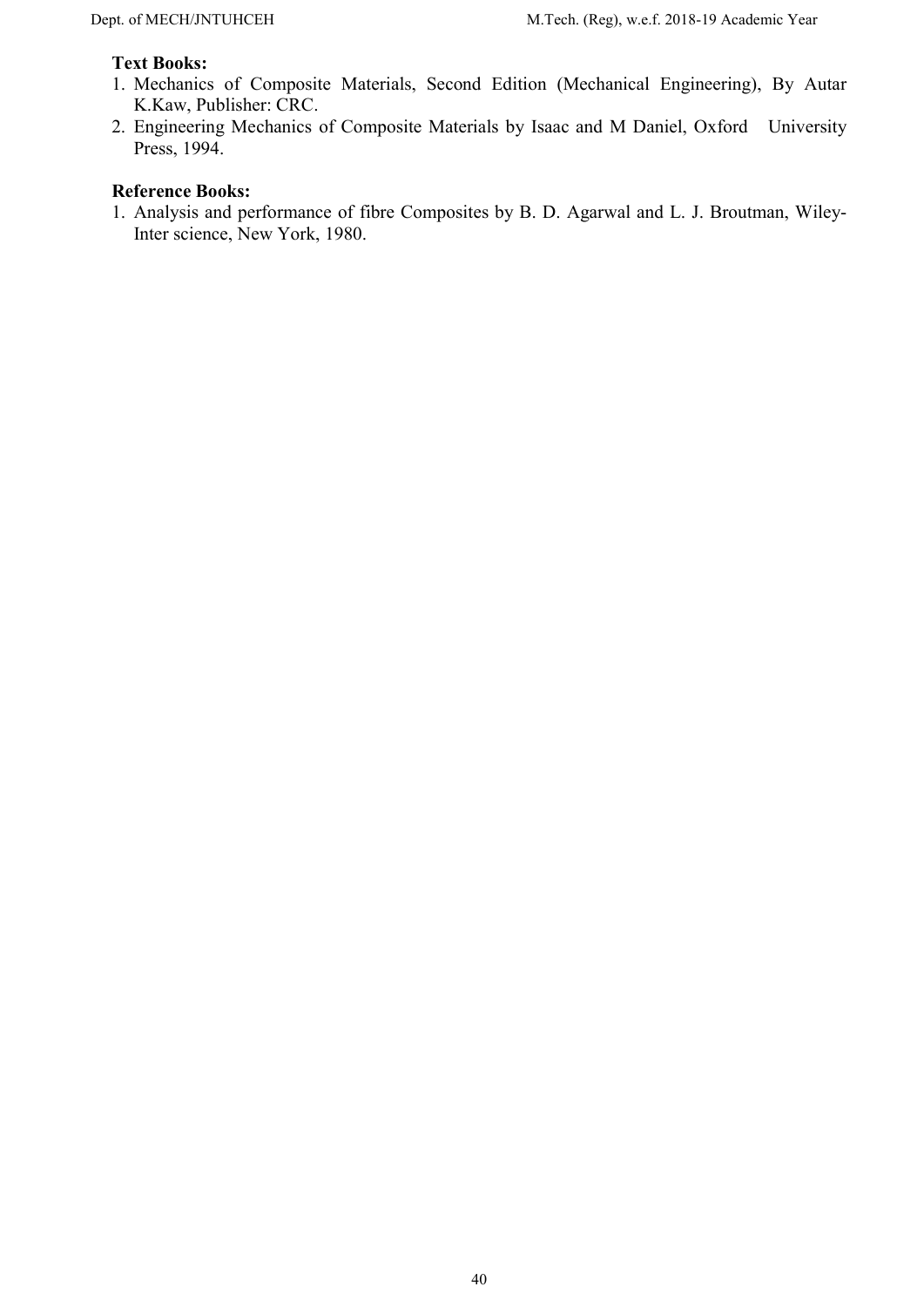**Text Books:**

1. Mechanics of Composite Materials, Second Edition (Mechanical Engineering), By Autar K.Kaw, Publisher: CRC.
2. Engineering Mechanics of Composite Materials by Isaac and M Daniel, Oxford University Press, 1994.

**Reference Books:**

1. Analysis and performance of fibre Composites by B. D. Agarwal and L. J. Broutman, Wiley-Inter science, New York, 1980.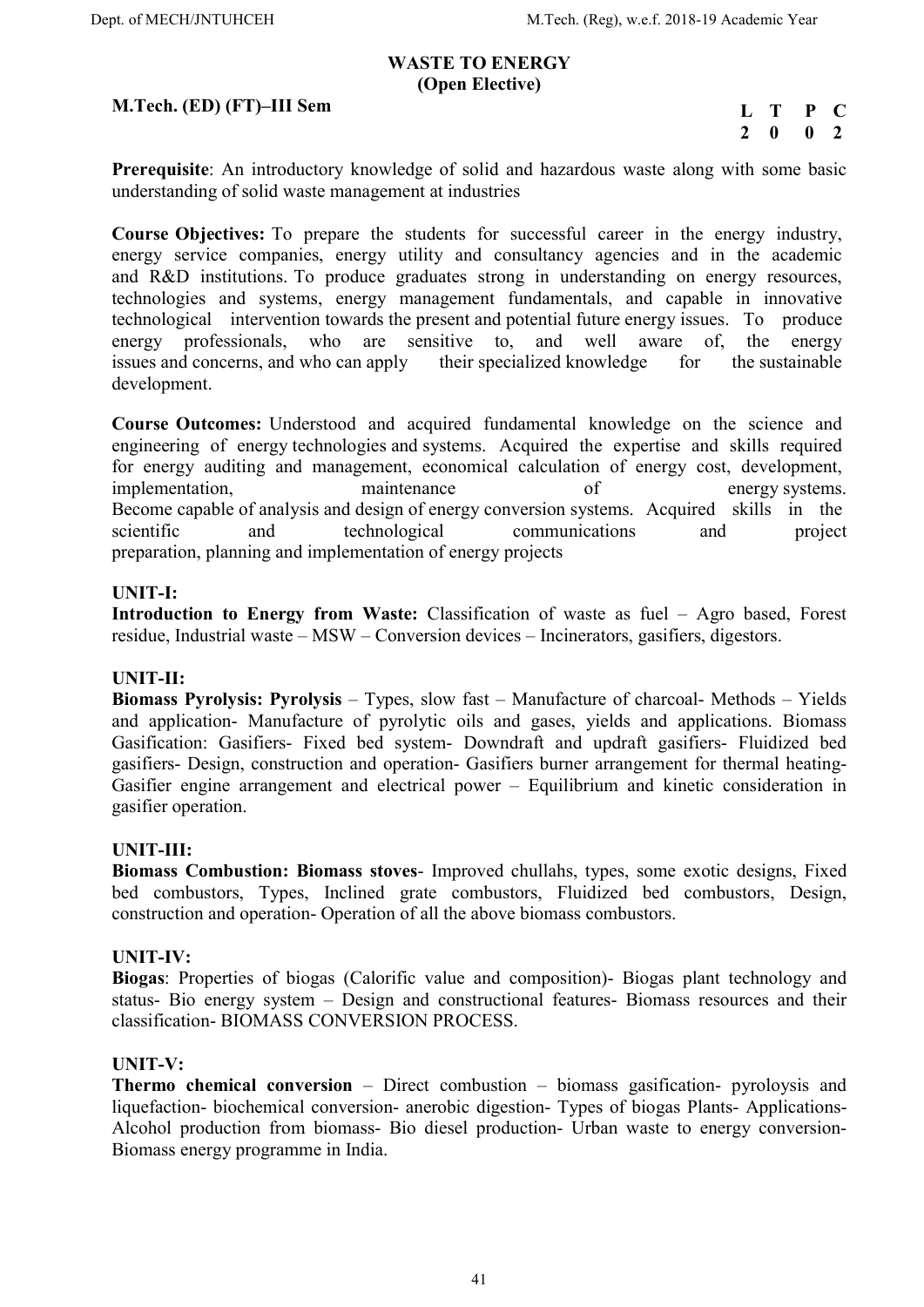# WASTE TO ENERGY
## (Open Elective)

**M.Tech. (ED) (FT)–III Sem**

| L | T | P | C |
|---|---|---|---|
| 2 | 0 | 0 | 2 |

**Prerequisite**: An introductory knowledge of solid and hazardous waste along with some basic understanding of solid waste management at industries

**Course Objectives:** To prepare the students for successful career in the energy industry, energy service companies, energy utility and consultancy agencies and in the academic and R&D institutions. To produce graduates strong in understanding on energy resources, technologies and systems, energy management fundamentals, and capable in innovative technological intervention towards the present and potential future energy issues. To produce energy professionals, who are sensitive to, and well aware of, the energy issues and concerns, and who can apply their specialized knowledge for the sustainable development.

**Course Outcomes:** Understood and acquired fundamental knowledge on the science and engineering of energy technologies and systems. Acquired the expertise and skills required for energy auditing and management, economical calculation of energy cost, development, implementation, maintenance of energy systems. Become capable of analysis and design of energy conversion systems. Acquired skills in the scientific and technological communications and project preparation, planning and implementation of energy projects

**UNIT-I:**
**Introduction to Energy from Waste:** Classification of waste as fuel – Agro based, Forest residue, Industrial waste – MSW – Conversion devices – Incinerators, gasifiers, digestors.

**UNIT-II:**
**Biomass Pyrolysis: Pyrolysis** – Types, slow fast – Manufacture of charcoal- Methods – Yields and application- Manufacture of pyrolytic oils and gases, yields and applications. Biomass Gasification: Gasifiers- Fixed bed system- Downdraft and updraft gasifiers- Fluidized bed gasifiers- Design, construction and operation- Gasifiers burner arrangement for thermal heating- Gasifier engine arrangement and electrical power – Equilibrium and kinetic consideration in gasifier operation.

**UNIT-III:**
**Biomass Combustion: Biomass stoves**- Improved chullahs, types, some exotic designs, Fixed bed combustors, Types, Inclined grate combustors, Fluidized bed combustors, Design, construction and operation- Operation of all the above biomass combustors.

**UNIT-IV:**
**Biogas**: Properties of biogas (Calorific value and composition)- Biogas plant technology and status- Bio energy system – Design and constructional features- Biomass resources and their classification- BIOMASS CONVERSION PROCESS.

**UNIT-V:**
**Thermo chemical conversion** – Direct combustion – biomass gasification- pyroloysis and liquefaction- biochemical conversion- anerobic digestion- Types of biogas Plants- Applications- Alcohol production from biomass- Bio diesel production- Urban waste to energy conversion- Biomass energy programme in India.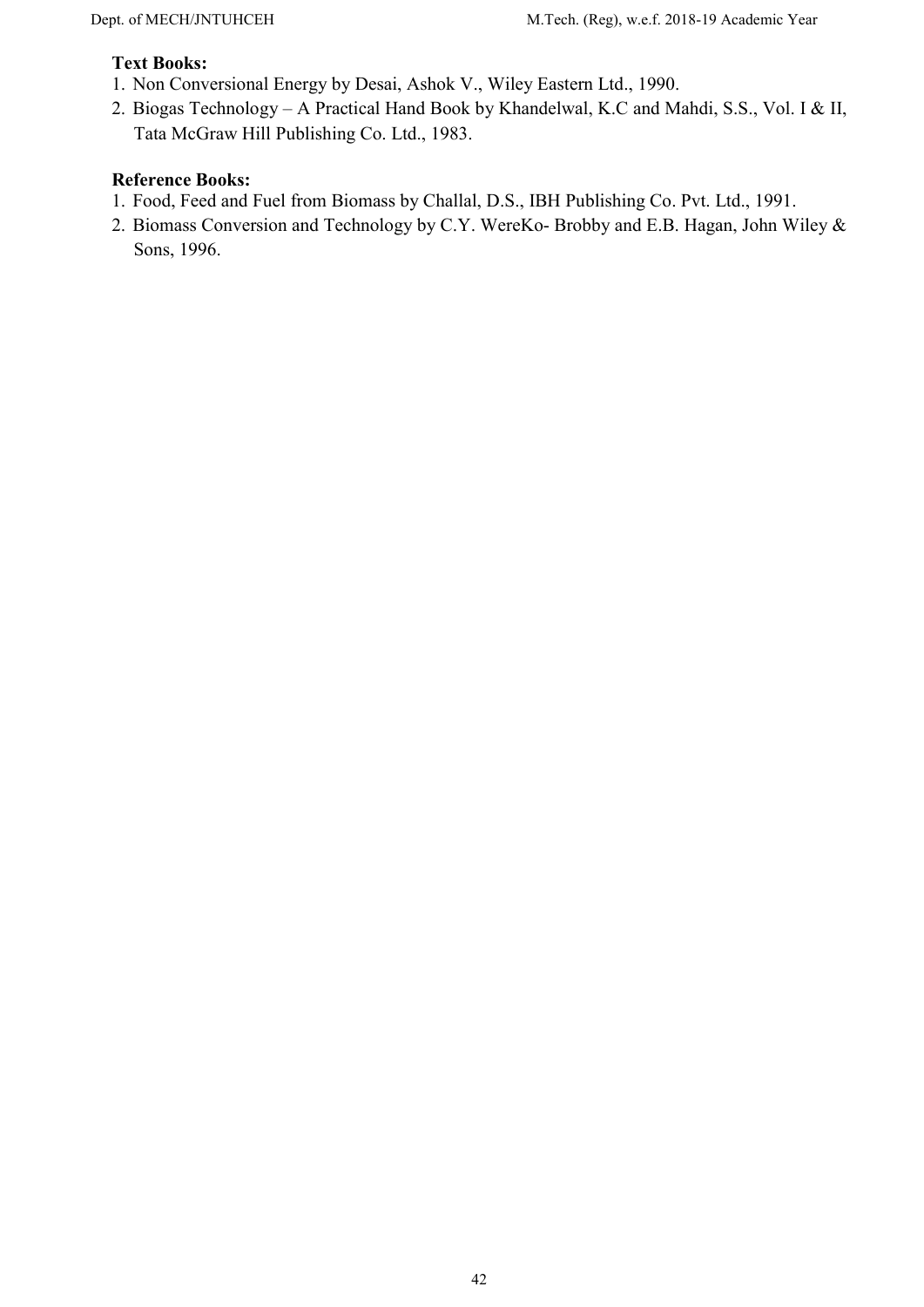**Text Books:**

1. Non Conversional Energy by Desai, Ashok V., Wiley Eastern Ltd., 1990.
2. Biogas Technology – A Practical Hand Book by Khandelwal, K.C and Mahdi, S.S., Vol. I & II, Tata McGraw Hill Publishing Co. Ltd., 1983.

**Reference Books:**

1. Food, Feed and Fuel from Biomass by Challal, D.S., IBH Publishing Co. Pvt. Ltd., 1991.
2. Biomass Conversion and Technology by C.Y. WereKo- Brobby and E.B. Hagan, John Wiley & Sons, 1996.